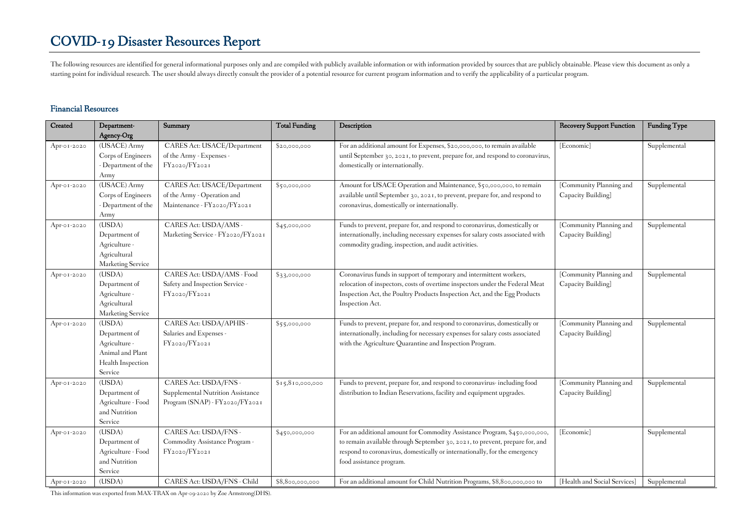# COVID-19 Disaster Resources Report

The following resources are identified for general informational purposes only and are compiled with publicly available information or with information provided by sources that are publicly obtainable. Please view this document as only a starting point for individual research. The user should always directly consult the provider of a potential resource for current program information and to verify the applicability of a particular program.

## Financial Resources

| Created | Department-Agency-Org | Summary | Total Funding | Description | Recovery Support Function | Funding Type |
|---|---|---|---|---|---|---|
| Apr-01-2020 | (USACE) Army Corps of Engineers - Department of the Army | CARES Act: USACE/Department of the Army - Expenses - FY2020/FY2021 | $20,000,000 | For an additional amount for Expenses, $20,000,000, to remain available until September 30, 2021, to prevent, prepare for, and respond to coronavirus, domestically or internationally. | [Economic] | Supplemental |
| Apr-01-2020 | (USACE) Army Corps of Engineers - Department of the Army | CARES Act: USACE/Department of the Army - Operation and Maintenance - FY2020/FY2021 | $50,000,000 | Amount for USACE Operation and Maintenance, $50,000,000, to remain available until September 30, 2021, to prevent, prepare for, and respond to coronavirus, domestically or internationally. | [Community Planning and Capacity Building] | Supplemental |
| Apr-01-2020 | (USDA) Department of Agriculture - Agricultural Marketing Service | CARES Act: USDA/AMS - Marketing Service - FY2020/FY2021 | $45,000,000 | Funds to prevent, prepare for, and respond to coronavirus, domestically or internationally, including necessary expenses for salary costs associated with commodity grading, inspection, and audit activities. | [Community Planning and Capacity Building] | Supplemental |
| Apr-01-2020 | (USDA) Department of Agriculture - Agricultural Marketing Service | CARES Act: USDA/AMS - Food Safety and Inspection Service - FY2020/FY2021 | $33,000,000 | Coronavirus funds in support of temporary and intermittent workers, relocation of inspectors, costs of overtime inspectors under the Federal Meat Inspection Act, the Poultry Products Inspection Act, and the Egg Products Inspection Act. | [Community Planning and Capacity Building] | Supplemental |
| Apr-01-2020 | (USDA) Department of Agriculture - Animal and Plant Health Inspection Service | CARES Act: USDA/APHIS - Salaries and Expenses - FY2020/FY2021 | $55,000,000 | Funds to prevent, prepare for, and respond to coronavirus, domestically or internationally, including for necessary expenses for salary costs associated with the Agriculture Quarantine and Inspection Program. | [Community Planning and Capacity Building] | Supplemental |
| Apr-01-2020 | (USDA) Department of Agriculture - Food and Nutrition Service | CARES Act: USDA/FNS - Supplemental Nutrition Assistance Program (SNAP) - FY2020/FY2021 | $15,810,000,000 | Funds to prevent, prepare for, and respond to coronavirus- including food distribution to Indian Reservations, facility and equipment upgrades. | [Community Planning and Capacity Building] | Supplemental |
| Apr-01-2020 | (USDA) Department of Agriculture - Food and Nutrition Service | CARES Act: USDA/FNS - Commodity Assistance Program - FY2020/FY2021 | $450,000,000 | For an additional amount for Commodity Assistance Program, $450,000,000, to remain available through September 30, 2021, to prevent, prepare for, and respond to coronavirus, domestically or internationally, for the emergency food assistance program. | [Economic] | Supplemental |
| Apr-01-2020 | (USDA) | CARES Act: USDA/FNS - Child | $8,800,000,000 | For an additional amount for Child Nutrition Programs, $8,800,000,000 to | [Health and Social Services] | Supplemental |

This information was exported from MAX-TRAX on Apr-09-2020 by Zoe Armstrong(DHS).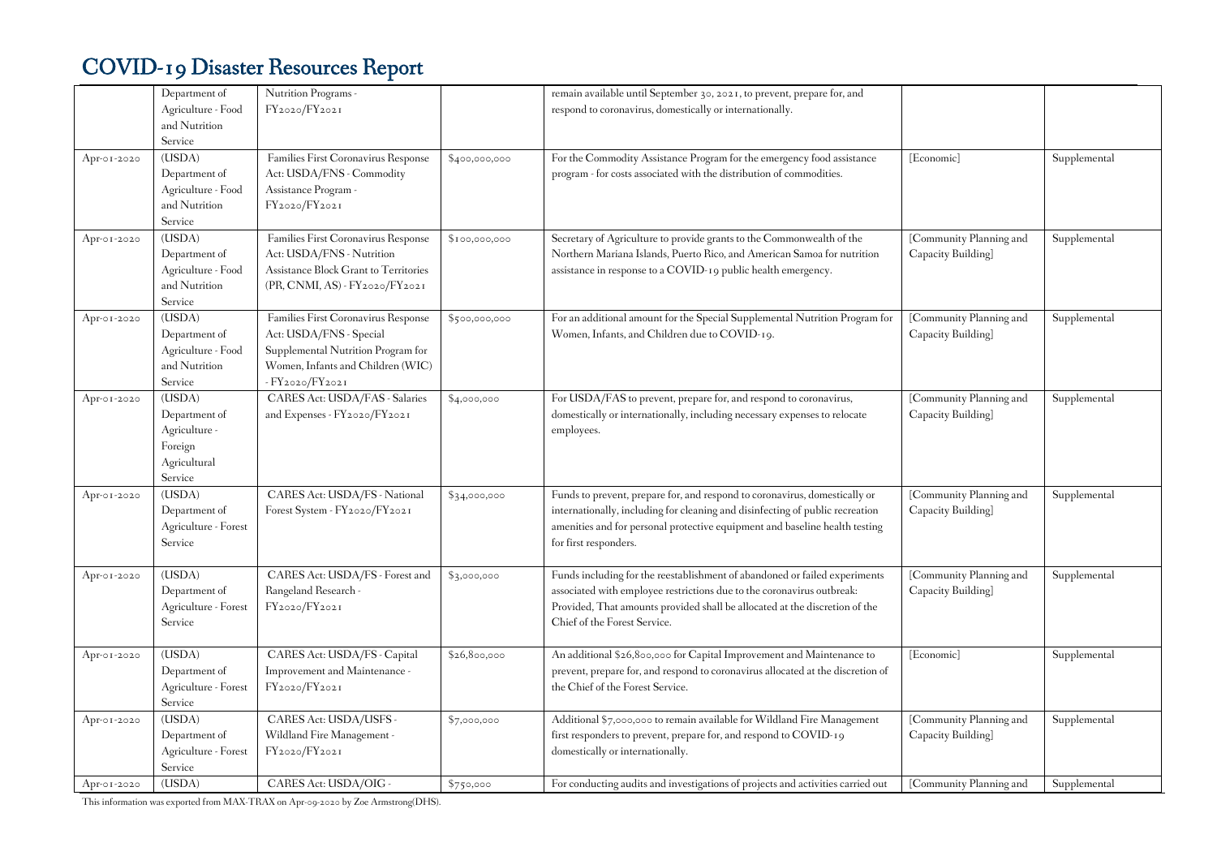# COVID-19 Disaster Resources Report

| | | | | | | |
|---|---|---|---|---|---|---|
| | Department of Agriculture - Food and Nutrition Service | Nutrition Programs - FY2020/FY2021 | | remain available until September 30, 2021, to prevent, prepare for, and respond to coronavirus, domestically or internationally. | | |
| Apr-01-2020 | (USDA) Department of Agriculture - Food and Nutrition Service | Families First Coronavirus Response Act: USDA/FNS - Commodity Assistance Program - FY2020/FY2021 | $400,000,000 | For the Commodity Assistance Program for the emergency food assistance program - for costs associated with the distribution of commodities. | [Economic] | Supplemental |
| Apr-01-2020 | (USDA) Department of Agriculture - Food and Nutrition Service | Families First Coronavirus Response Act: USDA/FNS - Nutrition Assistance Block Grant to Territories (PR, CNMI, AS) - FY2020/FY2021 | $100,000,000 | Secretary of Agriculture to provide grants to the Commonwealth of the Northern Mariana Islands, Puerto Rico, and American Samoa for nutrition assistance in response to a COVID-19 public health emergency. | [Community Planning and Capacity Building] | Supplemental |
| Apr-01-2020 | (USDA) Department of Agriculture - Food and Nutrition Service | Families First Coronavirus Response Act: USDA/FNS - Special Supplemental Nutrition Program for Women, Infants and Children (WIC) - FY2020/FY2021 | $500,000,000 | For an additional amount for the Special Supplemental Nutrition Program for Women, Infants, and Children due to COVID-19. | [Community Planning and Capacity Building] | Supplemental |
| Apr-01-2020 | (USDA) Department of Agriculture - Foreign Agricultural Service | CARES Act: USDA/FAS - Salaries and Expenses - FY2020/FY2021 | $4,000,000 | For USDA/FAS to prevent, prepare for, and respond to coronavirus, domestically or internationally, including necessary expenses to relocate employees. | [Community Planning and Capacity Building] | Supplemental |
| Apr-01-2020 | (USDA) Department of Agriculture - Forest Service | CARES Act: USDA/FS - National Forest System - FY2020/FY2021 | $34,000,000 | Funds to prevent, prepare for, and respond to coronavirus, domestically or internationally, including for cleaning and disinfecting of public recreation amenities and for personal protective equipment and baseline health testing for first responders. | [Community Planning and Capacity Building] | Supplemental |
| Apr-01-2020 | (USDA) Department of Agriculture - Forest Service | CARES Act: USDA/FS - Forest and Rangeland Research - FY2020/FY2021 | $3,000,000 | Funds including for the reestablishment of abandoned or failed experiments associated with employee restrictions due to the coronavirus outbreak: Provided, That amounts provided shall be allocated at the discretion of the Chief of the Forest Service. | [Community Planning and Capacity Building] | Supplemental |
| Apr-01-2020 | (USDA) Department of Agriculture - Forest Service | CARES Act: USDA/FS - Capital Improvement and Maintenance - FY2020/FY2021 | $26,800,000 | An additional $26,800,000 for Capital Improvement and Maintenance to prevent, prepare for, and respond to coronavirus allocated at the discretion of the Chief of the Forest Service. | [Economic] | Supplemental |
| Apr-01-2020 | (USDA) Department of Agriculture - Forest Service | CARES Act: USDA/USFS - Wildland Fire Management - FY2020/FY2021 | $7,000,000 | Additional $7,000,000 to remain available for Wildland Fire Management first responders to prevent, prepare for, and respond to COVID-19 domestically or internationally. | [Community Planning and Capacity Building] | Supplemental |
| Apr-01-2020 | (USDA) | CARES Act: USDA/OIG - | $750,000 | For conducting audits and investigations of projects and activities carried out | [Community Planning and | Supplemental |

This information was exported from MAX-TRAX on Apr-09-2020 by Zoe Armstrong(DHS).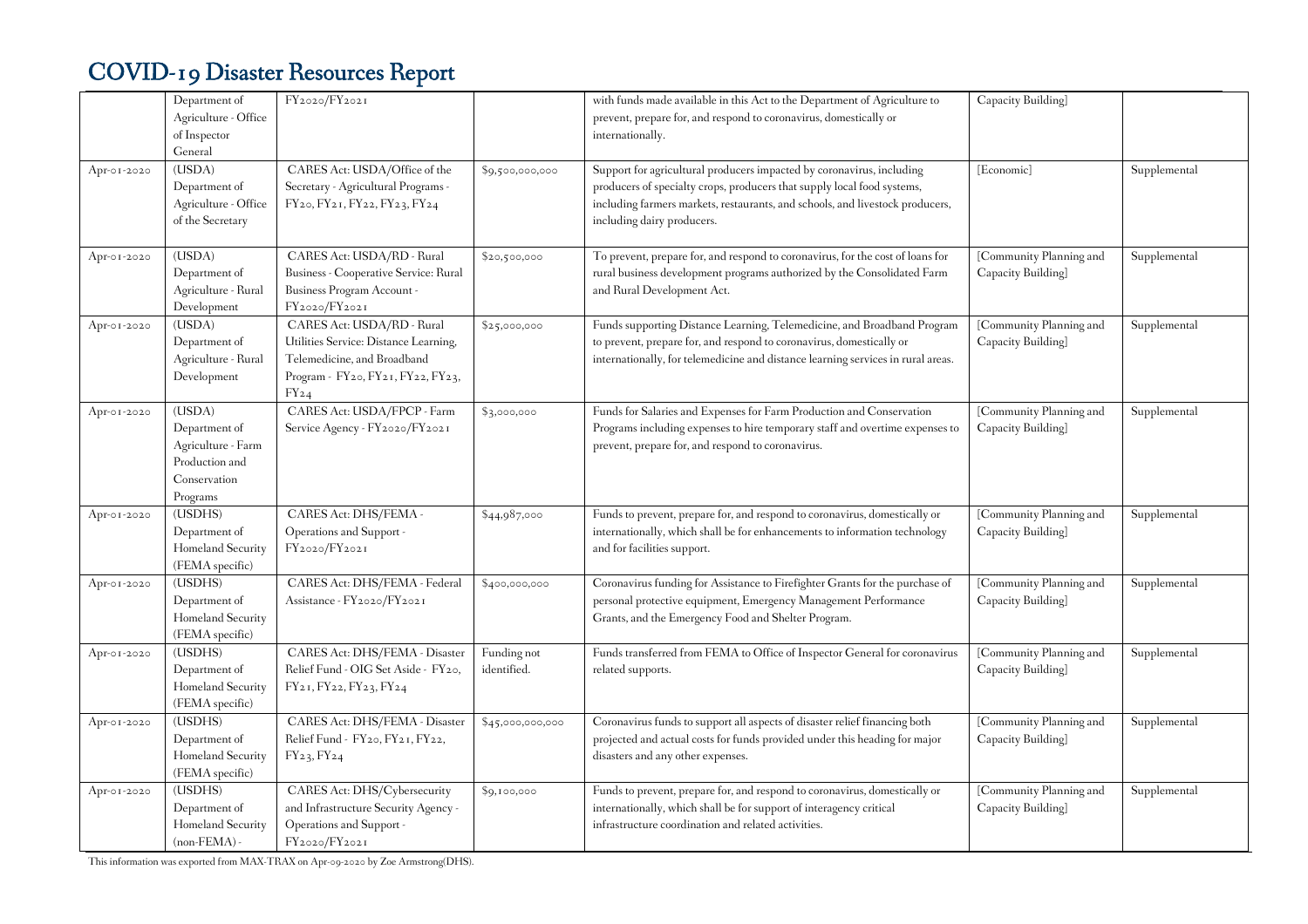# COVID-19 Disaster Resources Report

| | | | | | | |
|---|---|---|---|---|---|---|
| | Department of Agriculture - Office of Inspector General | FY2020/FY2021 | | with funds made available in this Act to the Department of Agriculture to prevent, prepare for, and respond to coronavirus, domestically or internationally. | Capacity Building] | |
| Apr-01-2020 | (USDA) Department of Agriculture - Office of the Secretary | CARES Act: USDA/Office of the Secretary - Agricultural Programs - FY20, FY21, FY22, FY23, FY24 | $9,500,000,000 | Support for agricultural producers impacted by coronavirus, including producers of specialty crops, producers that supply local food systems, including farmers markets, restaurants, and schools, and livestock producers, including dairy producers. | [Economic] | Supplemental |
| Apr-01-2020 | (USDA) Department of Agriculture - Rural Development | CARES Act: USDA/RD - Rural Business - Cooperative Service: Rural Business Program Account - FY2020/FY2021 | $20,500,000 | To prevent, prepare for, and respond to coronavirus, for the cost of loans for rural business development programs authorized by the Consolidated Farm and Rural Development Act. | [Community Planning and Capacity Building] | Supplemental |
| Apr-01-2020 | (USDA) Department of Agriculture - Rural Development | CARES Act: USDA/RD - Rural Utilities Service: Distance Learning, Telemedicine, and Broadband Program - FY20, FY21, FY22, FY23, FY24 | $25,000,000 | Funds supporting Distance Learning, Telemedicine, and Broadband Program to prevent, prepare for, and respond to coronavirus, domestically or internationally, for telemedicine and distance learning services in rural areas. | [Community Planning and Capacity Building] | Supplemental |
| Apr-01-2020 | (USDA) Department of Agriculture - Farm Production and Conservation Programs | CARES Act: USDA/FPCP - Farm Service Agency - FY2020/FY2021 | $3,000,000 | Funds for Salaries and Expenses for Farm Production and Conservation Programs including expenses to hire temporary staff and overtime expenses to prevent, prepare for, and respond to coronavirus. | [Community Planning and Capacity Building] | Supplemental |
| Apr-01-2020 | (USDHS) Department of Homeland Security (FEMA specific) | CARES Act: DHS/FEMA - Operations and Support - FY2020/FY2021 | $44,987,000 | Funds to prevent, prepare for, and respond to coronavirus, domestically or internationally, which shall be for enhancements to information technology and for facilities support. | [Community Planning and Capacity Building] | Supplemental |
| Apr-01-2020 | (USDHS) Department of Homeland Security (FEMA specific) | CARES Act: DHS/FEMA - Federal Assistance - FY2020/FY2021 | $400,000,000 | Coronavirus funding for Assistance to Firefighter Grants for the purchase of personal protective equipment, Emergency Management Performance Grants, and the Emergency Food and Shelter Program. | [Community Planning and Capacity Building] | Supplemental |
| Apr-01-2020 | (USDHS) Department of Homeland Security (FEMA specific) | CARES Act: DHS/FEMA - Disaster Relief Fund - OIG Set Aside - FY20, FY21, FY22, FY23, FY24 | Funding not identified. | Funds transferred from FEMA to Office of Inspector General for coronavirus related supports. | [Community Planning and Capacity Building] | Supplemental |
| Apr-01-2020 | (USDHS) Department of Homeland Security (FEMA specific) | CARES Act: DHS/FEMA - Disaster Relief Fund - FY20, FY21, FY22, FY23, FY24 | $45,000,000,000 | Coronavirus funds to support all aspects of disaster relief financing both projected and actual costs for funds provided under this heading for major disasters and any other expenses. | [Community Planning and Capacity Building] | Supplemental |
| Apr-01-2020 | (USDHS) Department of Homeland Security (non-FEMA) - | CARES Act: DHS/Cybersecurity and Infrastructure Security Agency - Operations and Support - FY2020/FY2021 | $9,100,000 | Funds to prevent, prepare for, and respond to coronavirus, domestically or internationally, which shall be for support of interagency critical infrastructure coordination and related activities. | [Community Planning and Capacity Building] | Supplemental |

This information was exported from MAX-TRAX on Apr-09-2020 by Zoe Armstrong(DHS).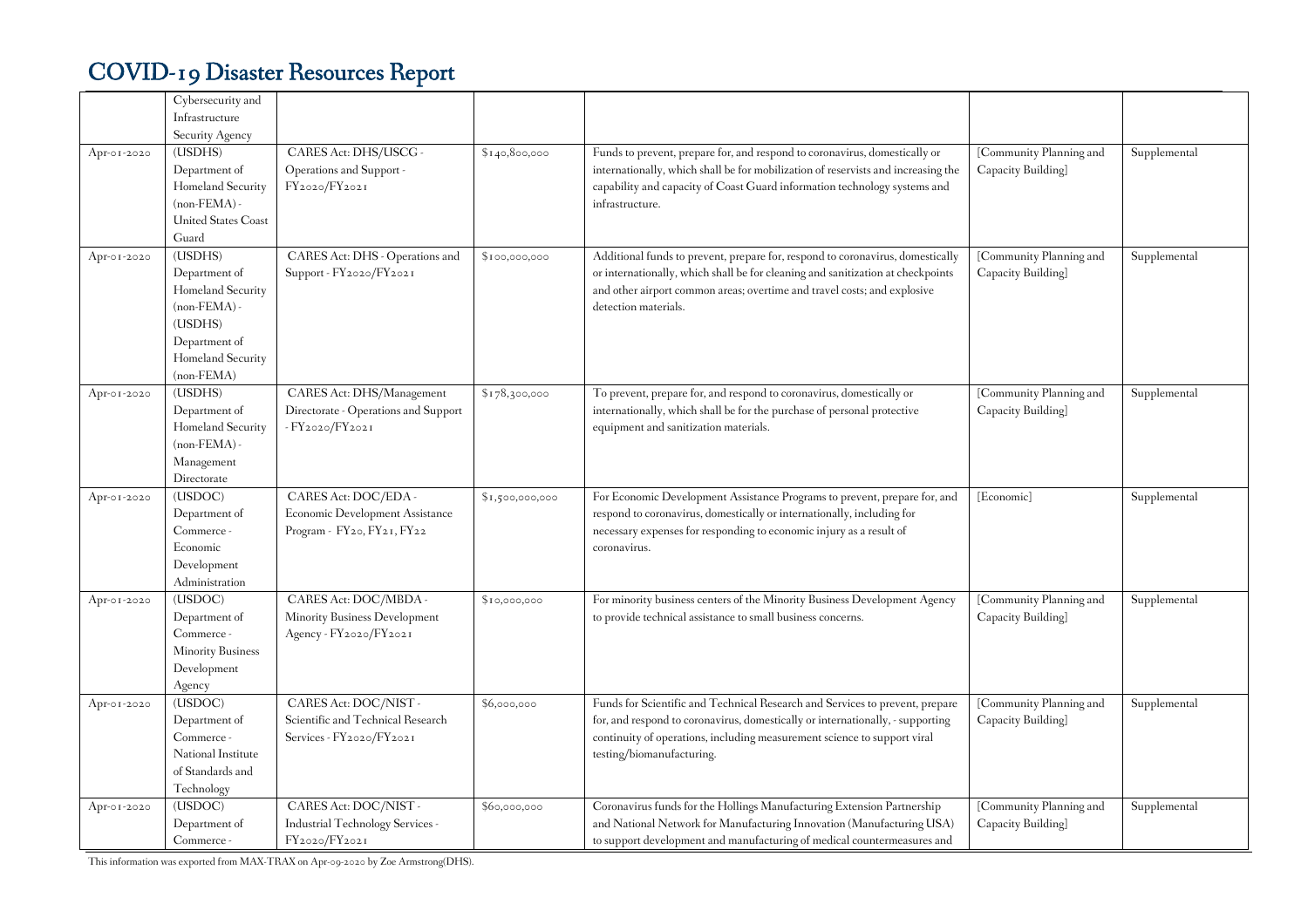# COVID-19 Disaster Resources Report

| | | | | | | |
|---|---|---|---|---|---|---|
| | Cybersecurity and Infrastructure Security Agency | | | | | |
| Apr-01-2020 | (USDHS) Department of Homeland Security (non-FEMA) - United States Coast Guard | CARES Act: DHS/USCG - Operations and Support - FY2020/FY2021 | $140,800,000 | Funds to prevent, prepare for, and respond to coronavirus, domestically or internationally, which shall be for mobilization of reservists and increasing the capability and capacity of Coast Guard information technology systems and infrastructure. | [Community Planning and Capacity Building] | Supplemental |
| Apr-01-2020 | (USDHS) Department of Homeland Security (non-FEMA) - (USDHS) Department of Homeland Security (non-FEMA) | CARES Act: DHS - Operations and Support - FY2020/FY2021 | $100,000,000 | Additional funds to prevent, prepare for, respond to coronavirus, domestically or internationally, which shall be for cleaning and sanitization at checkpoints and other airport common areas; overtime and travel costs; and explosive detection materials. | [Community Planning and Capacity Building] | Supplemental |
| Apr-01-2020 | (USDHS) Department of Homeland Security (non-FEMA) - Management Directorate | CARES Act: DHS/Management Directorate - Operations and Support - FY2020/FY2021 | $178,300,000 | To prevent, prepare for, and respond to coronavirus, domestically or internationally, which shall be for the purchase of personal protective equipment and sanitization materials. | [Community Planning and Capacity Building] | Supplemental |
| Apr-01-2020 | (USDOC) Department of Commerce - Economic Development Administration | CARES Act: DOC/EDA - Economic Development Assistance Program - FY20, FY21, FY22 | $1,500,000,000 | For Economic Development Assistance Programs to prevent, prepare for, and respond to coronavirus, domestically or internationally, including for necessary expenses for responding to economic injury as a result of coronavirus. | [Economic] | Supplemental |
| Apr-01-2020 | (USDOC) Department of Commerce - Minority Business Development Agency | CARES Act: DOC/MBDA - Minority Business Development Agency - FY2020/FY2021 | $10,000,000 | For minority business centers of the Minority Business Development Agency to provide technical assistance to small business concerns. | [Community Planning and Capacity Building] | Supplemental |
| Apr-01-2020 | (USDOC) Department of Commerce - National Institute of Standards and Technology | CARES Act: DOC/NIST - Scientific and Technical Research Services - FY2020/FY2021 | $6,000,000 | Funds for Scientific and Technical Research and Services to prevent, prepare for, and respond to coronavirus, domestically or internationally, - supporting continuity of operations, including measurement science to support viral testing/biomanufacturing. | [Community Planning and Capacity Building] | Supplemental |
| Apr-01-2020 | (USDOC) Department of Commerce - | CARES Act: DOC/NIST - Industrial Technology Services - FY2020/FY2021 | $60,000,000 | Coronavirus funds for the Hollings Manufacturing Extension Partnership and National Network for Manufacturing Innovation (Manufacturing USA) to support development and manufacturing of medical countermeasures and | [Community Planning and Capacity Building] | Supplemental |

This information was exported from MAX-TRAX on Apr-09-2020 by Zoe Armstrong(DHS).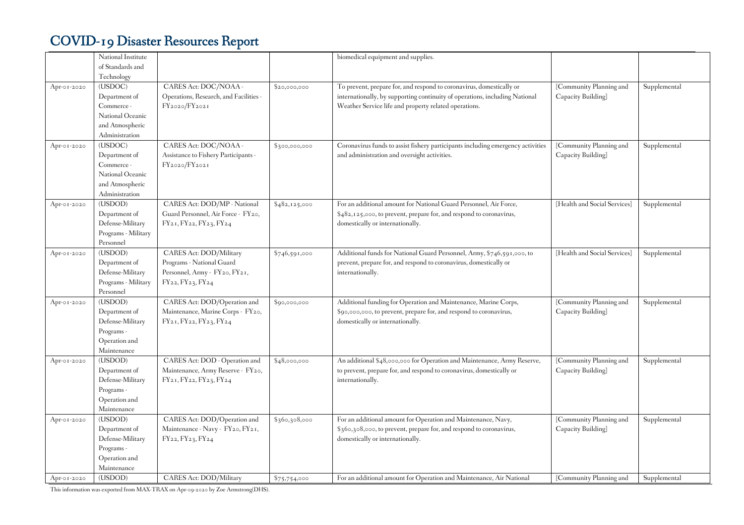# COVID-19 Disaster Resources Report

| | | | | | | |
|---|---|---|---|---|---|---|
| | National Institute of Standards and Technology | | | biomedical equipment and supplies. | | |
| Apr-01-2020 | (USDOC) Department of Commerce - National Oceanic and Atmospheric Administration | CARES Act: DOC/NOAA - Operations, Research, and Facilities - FY2020/FY2021 | $20,000,000 | To prevent, prepare for, and respond to coronavirus, domestically or internationally, by supporting continuity of operations, including National Weather Service life and property related operations. | [Community Planning and Capacity Building] | Supplemental |
| Apr-01-2020 | (USDOC) Department of Commerce - National Oceanic and Atmospheric Administration | CARES Act: DOC/NOAA - Assistance to Fishery Participants - FY2020/FY2021 | $300,000,000 | Coronavirus funds to assist fishery participants including emergency activities and administration and oversight activities. | [Community Planning and Capacity Building] | Supplemental |
| Apr-01-2020 | (USDOD) Department of Defense-Military Programs - Military Personnel | CARES Act: DOD/MP - National Guard Personnel, Air Force - FY20, FY21, FY22, FY23, FY24 | $482,125,000 | For an additional amount for National Guard Personnel, Air Force, $482,125,000, to prevent, prepare for, and respond to coronavirus, domestically or internationally. | [Health and Social Services] | Supplemental |
| Apr-01-2020 | (USDOD) Department of Defense-Military Programs - Military Personnel | CARES Act: DOD/Military Programs - National Guard Personnel, Army - FY20, FY21, FY22, FY23, FY24 | $746,591,000 | Additional funds for National Guard Personnel, Army, $746,591,000, to prevent, prepare for, and respond to coronavirus, domestically or internationally. | [Health and Social Services] | Supplemental |
| Apr-01-2020 | (USDOD) Department of Defense-Military Programs - Operation and Maintenance | CARES Act: DOD/Operation and Maintenance, Marine Corps - FY20, FY21, FY22, FY23, FY24 | $90,000,000 | Additional funding for Operation and Maintenance, Marine Corps, $90,000,000, to prevent, prepare for, and respond to coronavirus, domestically or internationally. | [Community Planning and Capacity Building] | Supplemental |
| Apr-01-2020 | (USDOD) Department of Defense-Military Programs - Operation and Maintenance | CARES Act: DOD - Operation and Maintenance, Army Reserve - FY20, FY21, FY22, FY23, FY24 | $48,000,000 | An additional $48,000,000 for Operation and Maintenance, Army Reserve, to prevent, prepare for, and respond to coronavirus, domestically or internationally. | [Community Planning and Capacity Building] | Supplemental |
| Apr-01-2020 | (USDOD) Department of Defense-Military Programs - Operation and Maintenance | CARES Act: DOD/Operation and Maintenance - Navy - FY20, FY21, FY22, FY23, FY24 | $360,308,000 | For an additional amount for Operation and Maintenance, Navy, $360,308,000, to prevent, prepare for, and respond to coronavirus, domestically or internationally. | [Community Planning and Capacity Building] | Supplemental |
| Apr-01-2020 | (USDOD) | CARES Act: DOD/Military | $75,754,000 | For an additional amount for Operation and Maintenance, Air National | [Community Planning and | Supplemental |

This information was exported from MAX-TRAX on Apr-09-2020 by Zoe Armstrong(DHS).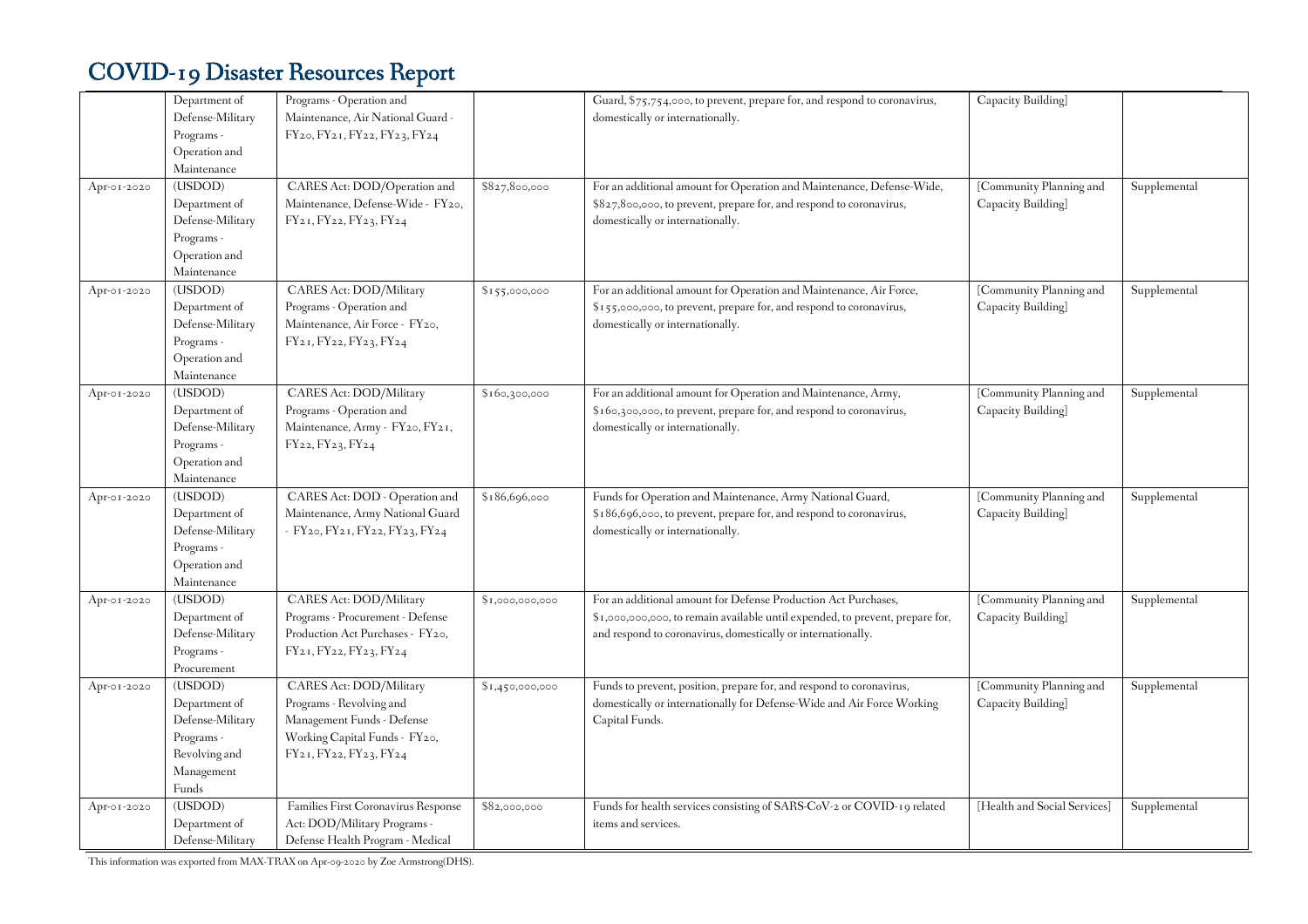# COVID-19 Disaster Resources Report

| | | | | | | |
|---|---|---|---|---|---|---|
| | Department of Defense-Military Programs - Operation and Maintenance | Programs - Operation and Maintenance, Air National Guard - FY20, FY21, FY22, FY23, FY24 | | Guard, $75,754,000, to prevent, prepare for, and respond to coronavirus, domestically or internationally. | Capacity Building] | |
| Apr-01-2020 | (USDOD) Department of Defense-Military Programs - Operation and Maintenance | CARES Act: DOD/Operation and Maintenance, Defense-Wide - FY20, FY21, FY22, FY23, FY24 | $827,800,000 | For an additional amount for Operation and Maintenance, Defense-Wide, $827,800,000, to prevent, prepare for, and respond to coronavirus, domestically or internationally. | [Community Planning and Capacity Building] | Supplemental |
| Apr-01-2020 | (USDOD) Department of Defense-Military Programs - Operation and Maintenance | CARES Act: DOD/Military Programs - Operation and Maintenance, Air Force - FY20, FY21, FY22, FY23, FY24 | $155,000,000 | For an additional amount for Operation and Maintenance, Air Force, $155,000,000, to prevent, prepare for, and respond to coronavirus, domestically or internationally. | [Community Planning and Capacity Building] | Supplemental |
| Apr-01-2020 | (USDOD) Department of Defense-Military Programs - Operation and Maintenance | CARES Act: DOD/Military Programs - Operation and Maintenance, Army - FY20, FY21, FY22, FY23, FY24 | $160,300,000 | For an additional amount for Operation and Maintenance, Army, $160,300,000, to prevent, prepare for, and respond to coronavirus, domestically or internationally. | [Community Planning and Capacity Building] | Supplemental |
| Apr-01-2020 | (USDOD) Department of Defense-Military Programs - Operation and Maintenance | CARES Act: DOD - Operation and Maintenance, Army National Guard - FY20, FY21, FY22, FY23, FY24 | $186,696,000 | Funds for Operation and Maintenance, Army National Guard, $186,696,000, to prevent, prepare for, and respond to coronavirus, domestically or internationally. | [Community Planning and Capacity Building] | Supplemental |
| Apr-01-2020 | (USDOD) Department of Defense-Military Programs - Procurement | CARES Act: DOD/Military Programs - Procurement - Defense Production Act Purchases - FY20, FY21, FY22, FY23, FY24 | $1,000,000,000 | For an additional amount for Defense Production Act Purchases, $1,000,000,000, to remain available until expended, to prevent, prepare for, and respond to coronavirus, domestically or internationally. | [Community Planning and Capacity Building] | Supplemental |
| Apr-01-2020 | (USDOD) Department of Defense-Military Programs - Revolving and Management Funds | CARES Act: DOD/Military Programs - Revolving and Management Funds - Defense Working Capital Funds - FY20, FY21, FY22, FY23, FY24 | $1,450,000,000 | Funds to prevent, position, prepare for, and respond to coronavirus, domestically or internationally for Defense-Wide and Air Force Working Capital Funds. | [Community Planning and Capacity Building] | Supplemental |
| Apr-01-2020 | (USDOD) Department of Defense-Military | Families First Coronavirus Response Act: DOD/Military Programs - Defense Health Program - Medical | $82,000,000 | Funds for health services consisting of SARS-CoV-2 or COVID-19 related items and services. | [Health and Social Services] | Supplemental |

This information was exported from MAX-TRAX on Apr-09-2020 by Zoe Armstrong(DHS).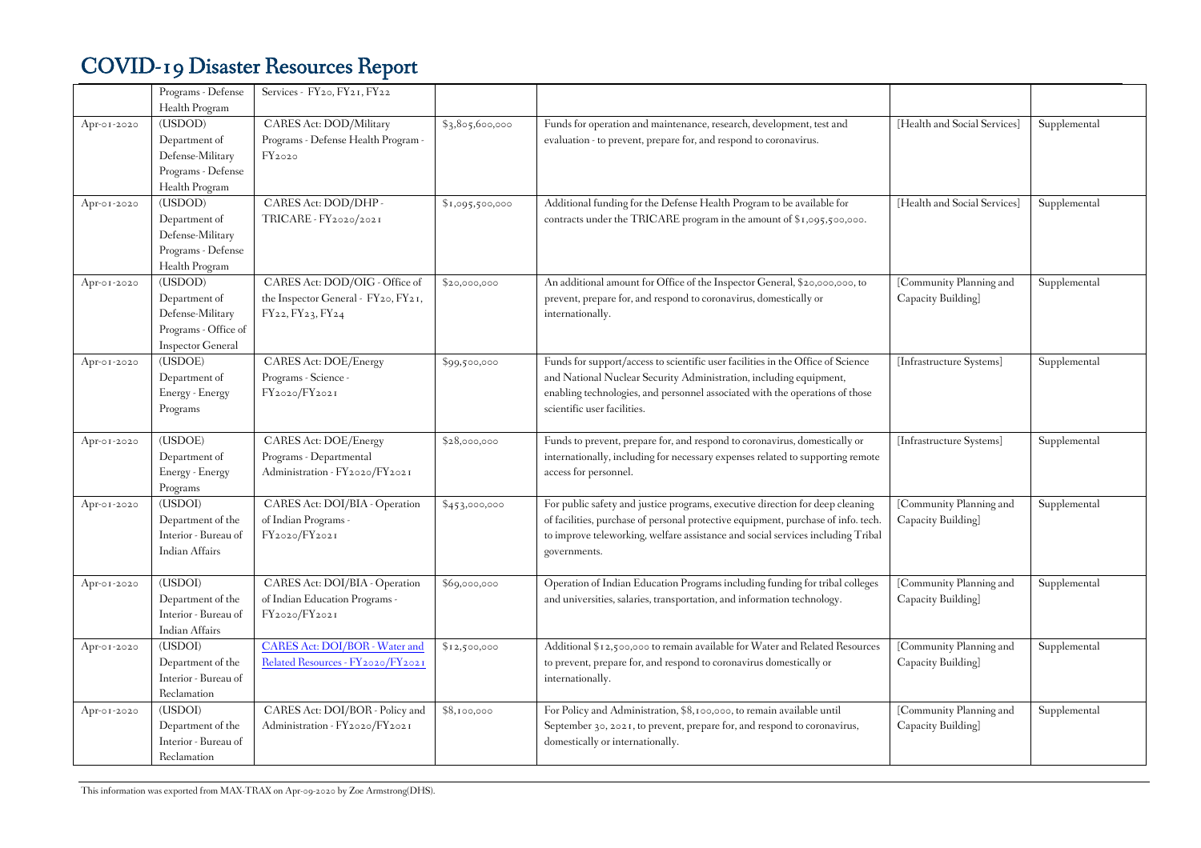# COVID-19 Disaster Resources Report

| | | | | | | |
|---|---|---|---|---|---|---|
| | Programs - Defense Health Program | Services - FY20, FY21, FY22 | | | | |
| Apr-01-2020 | (USDOD) Department of Defense-Military Programs - Defense Health Program | CARES Act: DOD/Military Programs - Defense Health Program - FY2020 | $3,805,600,000 | Funds for operation and maintenance, research, development, test and evaluation - to prevent, prepare for, and respond to coronavirus. | [Health and Social Services] | Supplemental |
| Apr-01-2020 | (USDOD) Department of Defense-Military Programs - Defense Health Program | CARES Act: DOD/DHP - TRICARE - FY2020/2021 | $1,095,500,000 | Additional funding for the Defense Health Program to be available for contracts under the TRICARE program in the amount of $1,095,500,000. | [Health and Social Services] | Supplemental |
| Apr-01-2020 | (USDOD) Department of Defense-Military Programs - Office of Inspector General | CARES Act: DOD/OIG - Office of the Inspector General - FY20, FY21, FY22, FY23, FY24 | $20,000,000 | An additional amount for Office of the Inspector General, $20,000,000, to prevent, prepare for, and respond to coronavirus, domestically or internationally. | [Community Planning and Capacity Building] | Supplemental |
| Apr-01-2020 | (USDOE) Department of Energy - Energy Programs | CARES Act: DOE/Energy Programs - Science - FY2020/FY2021 | $99,500,000 | Funds for support/access to scientific user facilities in the Office of Science and National Nuclear Security Administration, including equipment, enabling technologies, and personnel associated with the operations of those scientific user facilities. | [Infrastructure Systems] | Supplemental |
| Apr-01-2020 | (USDOE) Department of Energy - Energy Programs | CARES Act: DOE/Energy Programs - Departmental Administration - FY2020/FY2021 | $28,000,000 | Funds to prevent, prepare for, and respond to coronavirus, domestically or internationally, including for necessary expenses related to supporting remote access for personnel. | [Infrastructure Systems] | Supplemental |
| Apr-01-2020 | (USDOI) Department of the Interior - Bureau of Indian Affairs | CARES Act: DOI/BIA - Operation of Indian Programs - FY2020/FY2021 | $453,000,000 | For public safety and justice programs, executive direction for deep cleaning of facilities, purchase of personal protective equipment, purchase of info. tech. to improve teleworking, welfare assistance and social services including Tribal governments. | [Community Planning and Capacity Building] | Supplemental |
| Apr-01-2020 | (USDOI) Department of the Interior - Bureau of Indian Affairs | CARES Act: DOI/BIA - Operation of Indian Education Programs - FY2020/FY2021 | $69,000,000 | Operation of Indian Education Programs including funding for tribal colleges and universities, salaries, transportation, and information technology. | [Community Planning and Capacity Building] | Supplemental |
| Apr-01-2020 | (USDOI) Department of the Interior - Bureau of Reclamation | CARES Act: DOI/BOR - Water and Related Resources - FY2020/FY2021 | $12,500,000 | Additional $12,500,000 to remain available for Water and Related Resources to prevent, prepare for, and respond to coronavirus domestically or internationally. | [Community Planning and Capacity Building] | Supplemental |
| Apr-01-2020 | (USDOI) Department of the Interior - Bureau of Reclamation | CARES Act: DOI/BOR - Policy and Administration - FY2020/FY2021 | $8,100,000 | For Policy and Administration, $8,100,000, to remain available until September 30, 2021, to prevent, prepare for, and respond to coronavirus, domestically or internationally. | [Community Planning and Capacity Building] | Supplemental |

This information was exported from MAX-TRAX on Apr-09-2020 by Zoe Armstrong(DHS).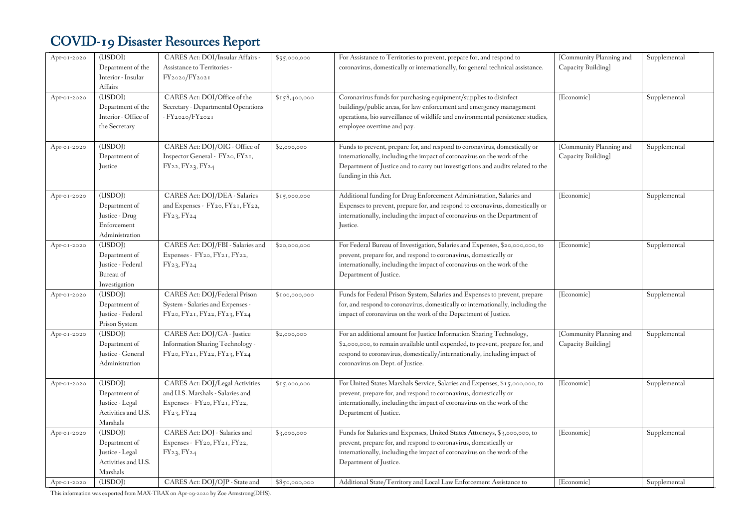# COVID-19 Disaster Resources Report

| | | | | | | |
|---|---|---|---|---|---|---|
| Apr-01-2020 | (USDOI) Department of the Interior - Insular Affairs | CARES Act: DOI/Insular Affairs - Assistance to Territories - FY2020/FY2021 | $55,000,000 | For Assistance to Territories to prevent, prepare for, and respond to coronavirus, domestically or internationally, for general technical assistance. | [Community Planning and Capacity Building] | Supplemental |
| Apr-01-2020 | (USDOI) Department of the Interior - Office of the Secretary | CARES Act: DOI/Office of the Secretary - Departmental Operations - FY2020/FY2021 | $158,400,000 | Coronavirus funds for purchasing equipment/supplies to disinfect buildings/public areas, for law enforcement and emergency management operations, bio surveillance of wildlife and environmental persistence studies, employee overtime and pay. | [Economic] | Supplemental |
| Apr-01-2020 | (USDOJ) Department of Justice | CARES Act: DOJ/OIG - Office of Inspector General - FY20, FY21, FY22, FY23, FY24 | $2,000,000 | Funds to prevent, prepare for, and respond to coronavirus, domestically or internationally, including the impact of coronavirus on the work of the Department of Justice and to carry out investigations and audits related to the funding in this Act. | [Community Planning and Capacity Building] | Supplemental |
| Apr-01-2020 | (USDOJ) Department of Justice - Drug Enforcement Administration | CARES Act: DOJ/DEA - Salaries and Expenses - FY20, FY21, FY22, FY23, FY24 | $15,000,000 | Additional funding for Drug Enforcement Administration, Salaries and Expenses to prevent, prepare for, and respond to coronavirus, domestically or internationally, including the impact of coronavirus on the Department of Justice. | [Economic] | Supplemental |
| Apr-01-2020 | (USDOJ) Department of Justice - Federal Bureau of Investigation | CARES Act: DOJ/FBI - Salaries and Expenses - FY20, FY21, FY22, FY23, FY24 | $20,000,000 | For Federal Bureau of Investigation, Salaries and Expenses, $20,000,000, to prevent, prepare for, and respond to coronavirus, domestically or internationally, including the impact of coronavirus on the work of the Department of Justice. | [Economic] | Supplemental |
| Apr-01-2020 | (USDOJ) Department of Justice - Federal Prison System | CARES Act: DOJ/Federal Prison System - Salaries and Expenses - FY20, FY21, FY22, FY23, FY24 | $100,000,000 | Funds for Federal Prison System, Salaries and Expenses to prevent, prepare for, and respond to coronavirus, domestically or internationally, including the impact of coronavirus on the work of the Department of Justice. | [Economic] | Supplemental |
| Apr-01-2020 | (USDOJ) Department of Justice - General Administration | CARES Act: DOJ/GA - Justice Information Sharing Technology - FY20, FY21, FY22, FY23, FY24 | $2,000,000 | For an additional amount for Justice Information Sharing Technology, $2,000,000, to remain available until expended, to prevent, prepare for, and respond to coronavirus, domestically/internationally, including impact of coronavirus on Dept. of Justice. | [Community Planning and Capacity Building] | Supplemental |
| Apr-01-2020 | (USDOJ) Department of Justice - Legal Activities and U.S. Marshals | CARES Act: DOJ/Legal Activities and U.S. Marshals - Salaries and Expenses - FY20, FY21, FY22, FY23, FY24 | $15,000,000 | For United States Marshals Service, Salaries and Expenses, $15,000,000, to prevent, prepare for, and respond to coronavirus, domestically or internationally, including the impact of coronavirus on the work of the Department of Justice. | [Economic] | Supplemental |
| Apr-01-2020 | (USDOJ) Department of Justice - Legal Activities and U.S. Marshals | CARES Act: DOJ - Salaries and Expenses - FY20, FY21, FY22, FY23, FY24 | $3,000,000 | Funds for Salaries and Expenses, United States Attorneys, $3,000,000, to prevent, prepare for, and respond to coronavirus, domestically or internationally, including the impact of coronavirus on the work of the Department of Justice. | [Economic] | Supplemental |
| Apr-01-2020 | (USDOJ) | CARES Act: DOJ/OJP - State and | $850,000,000 | Additional State/Territory and Local Law Enforcement Assistance to | [Economic] | Supplemental |

This information was exported from MAX-TRAX on Apr-09-2020 by Zoe Armstrong(DHS).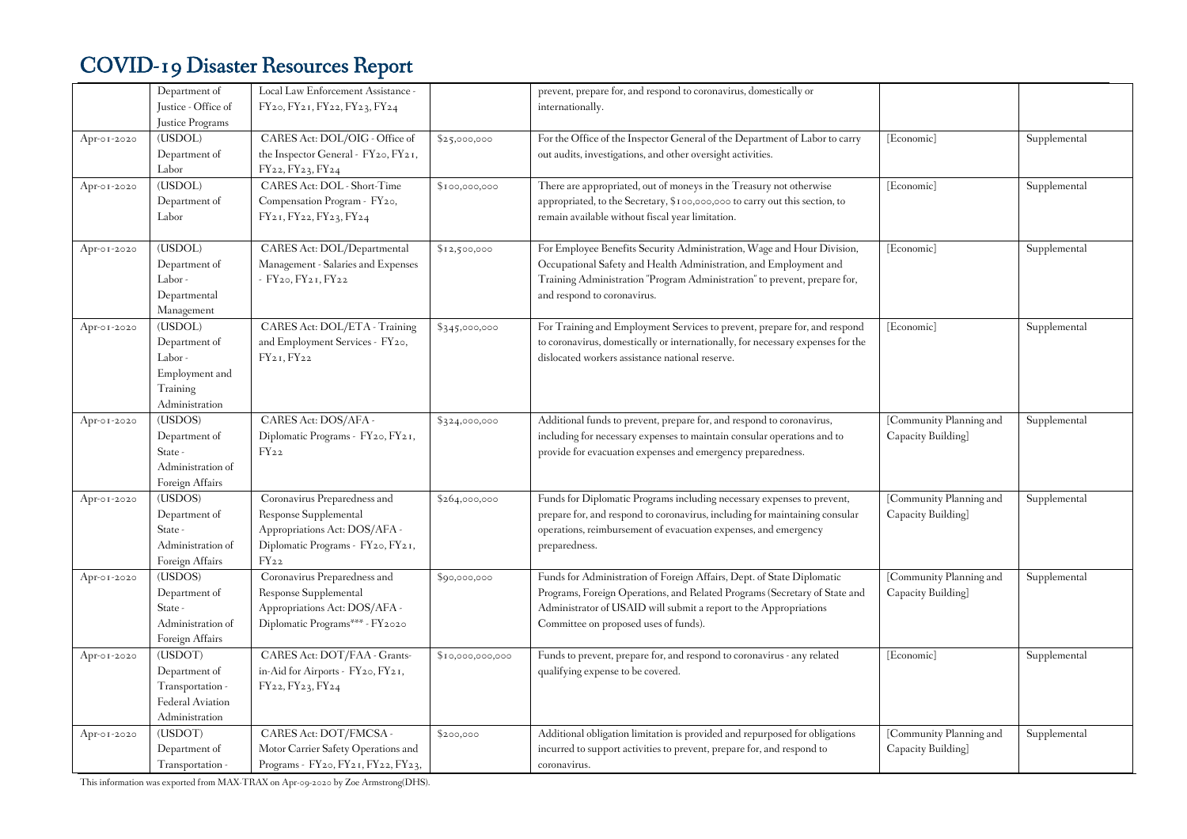# COVID-19 Disaster Resources Report

| | | | | | | |
|---|---|---|---|---|---|---|
| | Department of Justice - Office of Justice Programs | Local Law Enforcement Assistance - FY20, FY21, FY22, FY23, FY24 | | prevent, prepare for, and respond to coronavirus, domestically or internationally. | | |
| Apr-01-2020 | (USDOL) Department of Labor | CARES Act: DOL/OIG - Office of the Inspector General - FY20, FY21, FY22, FY23, FY24 | $25,000,000 | For the Office of the Inspector General of the Department of Labor to carry out audits, investigations, and other oversight activities. | [Economic] | Supplemental |
| Apr-01-2020 | (USDOL) Department of Labor | CARES Act: DOL - Short-Time Compensation Program - FY20, FY21, FY22, FY23, FY24 | $100,000,000 | There are appropriated, out of moneys in the Treasury not otherwise appropriated, to the Secretary, $100,000,000 to carry out this section, to remain available without fiscal year limitation. | [Economic] | Supplemental |
| Apr-01-2020 | (USDOL) Department of Labor - Departmental Management | CARES Act: DOL/Departmental Management - Salaries and Expenses - FY20, FY21, FY22 | $12,500,000 | For Employee Benefits Security Administration, Wage and Hour Division, Occupational Safety and Health Administration, and Employment and Training Administration "Program Administration" to prevent, prepare for, and respond to coronavirus. | [Economic] | Supplemental |
| Apr-01-2020 | (USDOL) Department of Labor - Employment and Training Administration | CARES Act: DOL/ETA - Training and Employment Services - FY20, FY21, FY22 | $345,000,000 | For Training and Employment Services to prevent, prepare for, and respond to coronavirus, domestically or internationally, for necessary expenses for the dislocated workers assistance national reserve. | [Economic] | Supplemental |
| Apr-01-2020 | (USDOS) Department of State - Administration of Foreign Affairs | CARES Act: DOS/AFA - Diplomatic Programs - FY20, FY21, FY22 | $324,000,000 | Additional funds to prevent, prepare for, and respond to coronavirus, including for necessary expenses to maintain consular operations and to provide for evacuation expenses and emergency preparedness. | [Community Planning and Capacity Building] | Supplemental |
| Apr-01-2020 | (USDOS) Department of State - Administration of Foreign Affairs | Coronavirus Preparedness and Response Supplemental Appropriations Act: DOS/AFA - Diplomatic Programs - FY20, FY21, FY22 | $264,000,000 | Funds for Diplomatic Programs including necessary expenses to prevent, prepare for, and respond to coronavirus, including for maintaining consular operations, reimbursement of evacuation expenses, and emergency preparedness. | [Community Planning and Capacity Building] | Supplemental |
| Apr-01-2020 | (USDOS) Department of State - Administration of Foreign Affairs | Coronavirus Preparedness and Response Supplemental Appropriations Act: DOS/AFA - Diplomatic Programs*** - FY2020 | $90,000,000 | Funds for Administration of Foreign Affairs, Dept. of State Diplomatic Programs, Foreign Operations, and Related Programs (Secretary of State and Administrator of USAID will submit a report to the Appropriations Committee on proposed uses of funds). | [Community Planning and Capacity Building] | Supplemental |
| Apr-01-2020 | (USDOT) Department of Transportation - Federal Aviation Administration | CARES Act: DOT/FAA - Grants-in-Aid for Airports - FY20, FY21, FY22, FY23, FY24 | $10,000,000,000 | Funds to prevent, prepare for, and respond to coronavirus - any related qualifying expense to be covered. | [Economic] | Supplemental |
| Apr-01-2020 | (USDOT) Department of Transportation - | CARES Act: DOT/FMCSA - Motor Carrier Safety Operations and Programs - FY20, FY21, FY22, FY23, | $200,000 | Additional obligation limitation is provided and repurposed for obligations incurred to support activities to prevent, prepare for, and respond to coronavirus. | [Community Planning and Capacity Building] | Supplemental |

This information was exported from MAX-TRAX on Apr-09-2020 by Zoe Armstrong(DHS).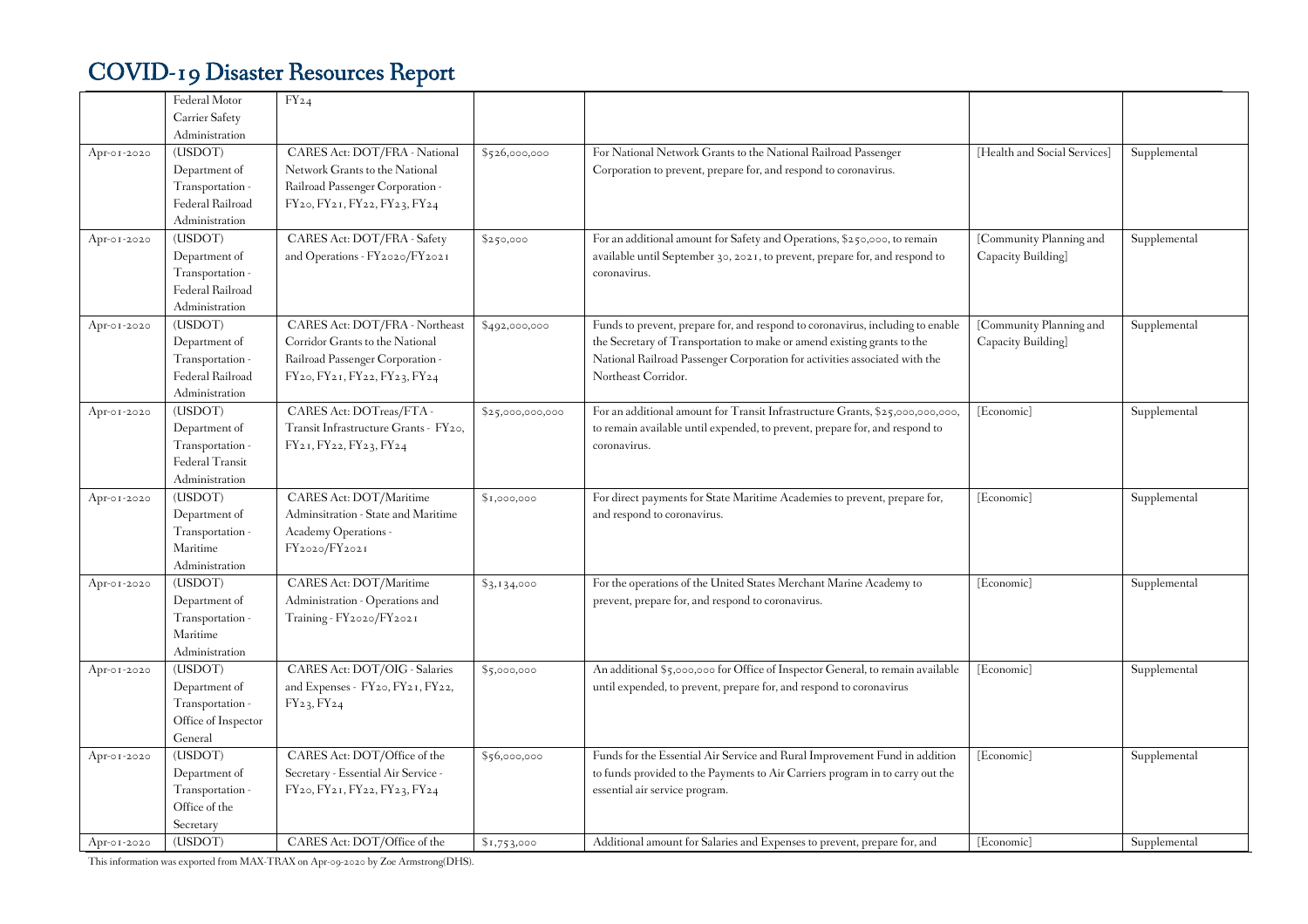# COVID-19 Disaster Resources Report

| | | | | | | |
|---|---|---|---|---|---|---|
| | Federal Motor Carrier Safety Administration | FY24 | | | | |
| Apr-01-2020 | (USDOT) Department of Transportation - Federal Railroad Administration | CARES Act: DOT/FRA - National Network Grants to the National Railroad Passenger Corporation - FY20, FY21, FY22, FY23, FY24 | $526,000,000 | For National Network Grants to the National Railroad Passenger Corporation to prevent, prepare for, and respond to coronavirus. | [Health and Social Services] | Supplemental |
| Apr-01-2020 | (USDOT) Department of Transportation - Federal Railroad Administration | CARES Act: DOT/FRA - Safety and Operations - FY2020/FY2021 | $250,000 | For an additional amount for Safety and Operations, $250,000, to remain available until September 30, 2021, to prevent, prepare for, and respond to coronavirus. | [Community Planning and Capacity Building] | Supplemental |
| Apr-01-2020 | (USDOT) Department of Transportation - Federal Railroad Administration | CARES Act: DOT/FRA - Northeast Corridor Grants to the National Railroad Passenger Corporation - FY20, FY21, FY22, FY23, FY24 | $492,000,000 | Funds to prevent, prepare for, and respond to coronavirus, including to enable the Secretary of Transportation to make or amend existing grants to the National Railroad Passenger Corporation for activities associated with the Northeast Corridor. | [Community Planning and Capacity Building] | Supplemental |
| Apr-01-2020 | (USDOT) Department of Transportation - Federal Transit Administration | CARES Act: DOTreas/FTA - Transit Infrastructure Grants - FY20, FY21, FY22, FY23, FY24 | $25,000,000,000 | For an additional amount for Transit Infrastructure Grants, $25,000,000,000, to remain available until expended, to prevent, prepare for, and respond to coronavirus. | [Economic] | Supplemental |
| Apr-01-2020 | (USDOT) Department of Transportation - Maritime Administration | CARES Act: DOT/Maritime Adminsitration - State and Maritime Academy Operations - FY2020/FY2021 | $1,000,000 | For direct payments for State Maritime Academies to prevent, prepare for, and respond to coronavirus. | [Economic] | Supplemental |
| Apr-01-2020 | (USDOT) Department of Transportation - Maritime Administration | CARES Act: DOT/Maritime Administration - Operations and Training - FY2020/FY2021 | $3,134,000 | For the operations of the United States Merchant Marine Academy to prevent, prepare for, and respond to coronavirus. | [Economic] | Supplemental |
| Apr-01-2020 | (USDOT) Department of Transportation - Office of Inspector General | CARES Act: DOT/OIG - Salaries and Expenses - FY20, FY21, FY22, FY23, FY24 | $5,000,000 | An additional $5,000,000 for Office of Inspector General, to remain available until expended, to prevent, prepare for, and respond to coronavirus | [Economic] | Supplemental |
| Apr-01-2020 | (USDOT) Department of Transportation - Office of the Secretary | CARES Act: DOT/Office of the Secretary - Essential Air Service - FY20, FY21, FY22, FY23, FY24 | $56,000,000 | Funds for the Essential Air Service and Rural Improvement Fund in addition to funds provided to the Payments to Air Carriers program in to carry out the essential air service program. | [Economic] | Supplemental |
| Apr-01-2020 | (USDOT) | CARES Act: DOT/Office of the | $1,753,000 | Additional amount for Salaries and Expenses to prevent, prepare for, and | [Economic] | Supplemental |

This information was exported from MAX-TRAX on Apr-09-2020 by Zoe Armstrong(DHS).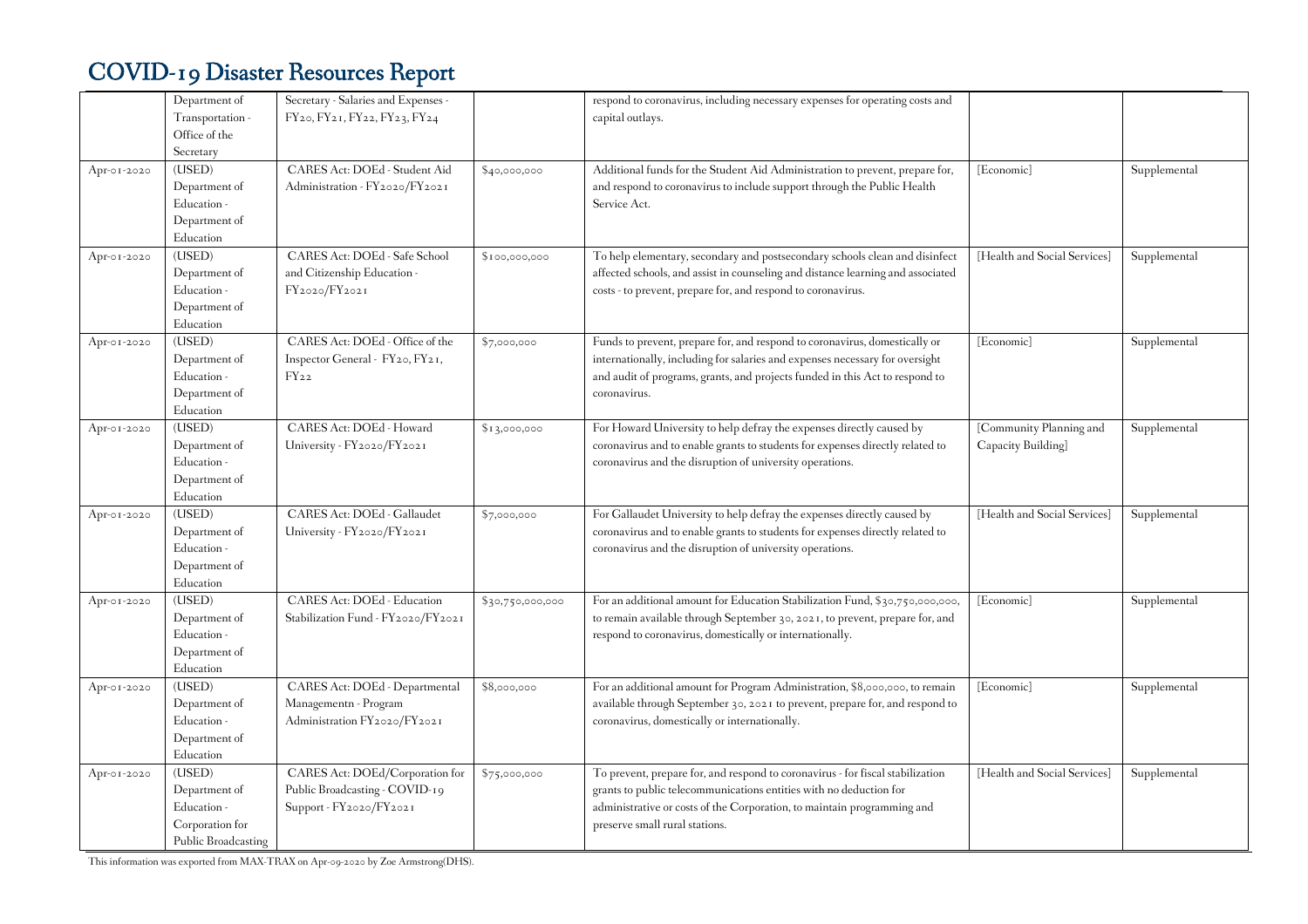# COVID-19 Disaster Resources Report

| | | | | | | |
|---|---|---|---|---|---|---|
| | Department of Transportation - Office of the Secretary | Secretary - Salaries and Expenses - FY20, FY21, FY22, FY23, FY24 | | respond to coronavirus, including necessary expenses for operating costs and capital outlays. | | |
| Apr-01-2020 | (USED) Department of Education - Department of Education | CARES Act: DOEd - Student Aid Administration - FY2020/FY2021 | $40,000,000 | Additional funds for the Student Aid Administration to prevent, prepare for, and respond to coronavirus to include support through the Public Health Service Act. | [Economic] | Supplemental |
| Apr-01-2020 | (USED) Department of Education - Department of Education | CARES Act: DOEd - Safe School and Citizenship Education - FY2020/FY2021 | $100,000,000 | To help elementary, secondary and postsecondary schools clean and disinfect affected schools, and assist in counseling and distance learning and associated costs - to prevent, prepare for, and respond to coronavirus. | [Health and Social Services] | Supplemental |
| Apr-01-2020 | (USED) Department of Education - Department of Education | CARES Act: DOEd - Office of the Inspector General - FY20, FY21, FY22 | $7,000,000 | Funds to prevent, prepare for, and respond to coronavirus, domestically or internationally, including for salaries and expenses necessary for oversight and audit of programs, grants, and projects funded in this Act to respond to coronavirus. | [Economic] | Supplemental |
| Apr-01-2020 | (USED) Department of Education - Department of Education | CARES Act: DOEd - Howard University - FY2020/FY2021 | $13,000,000 | For Howard University to help defray the expenses directly caused by coronavirus and to enable grants to students for expenses directly related to coronavirus and the disruption of university operations. | [Community Planning and Capacity Building] | Supplemental |
| Apr-01-2020 | (USED) Department of Education - Department of Education | CARES Act: DOEd - Gallaudet University - FY2020/FY2021 | $7,000,000 | For Gallaudet University to help defray the expenses directly caused by coronavirus and to enable grants to students for expenses directly related to coronavirus and the disruption of university operations. | [Health and Social Services] | Supplemental |
| Apr-01-2020 | (USED) Department of Education - Department of Education | CARES Act: DOEd - Education Stabilization Fund - FY2020/FY2021 | $30,750,000,000 | For an additional amount for Education Stabilization Fund, $30,750,000,000, to remain available through September 30, 2021, to prevent, prepare for, and respond to coronavirus, domestically or internationally. | [Economic] | Supplemental |
| Apr-01-2020 | (USED) Department of Education - Department of Education | CARES Act: DOEd - Departmental Managementn - Program Administration FY2020/FY2021 | $8,000,000 | For an additional amount for Program Administration, $8,000,000, to remain available through September 30, 2021 to prevent, prepare for, and respond to coronavirus, domestically or internationally. | [Economic] | Supplemental |
| Apr-01-2020 | (USED) Department of Education - Corporation for Public Broadcasting | CARES Act: DOEd/Corporation for Public Broadcasting - COVID-19 Support - FY2020/FY2021 | $75,000,000 | To prevent, prepare for, and respond to coronavirus - for fiscal stabilization grants to public telecommunications entities with no deduction for administrative or costs of the Corporation, to maintain programming and preserve small rural stations. | [Health and Social Services] | Supplemental |

This information was exported from MAX-TRAX on Apr-09-2020 by Zoe Armstrong(DHS).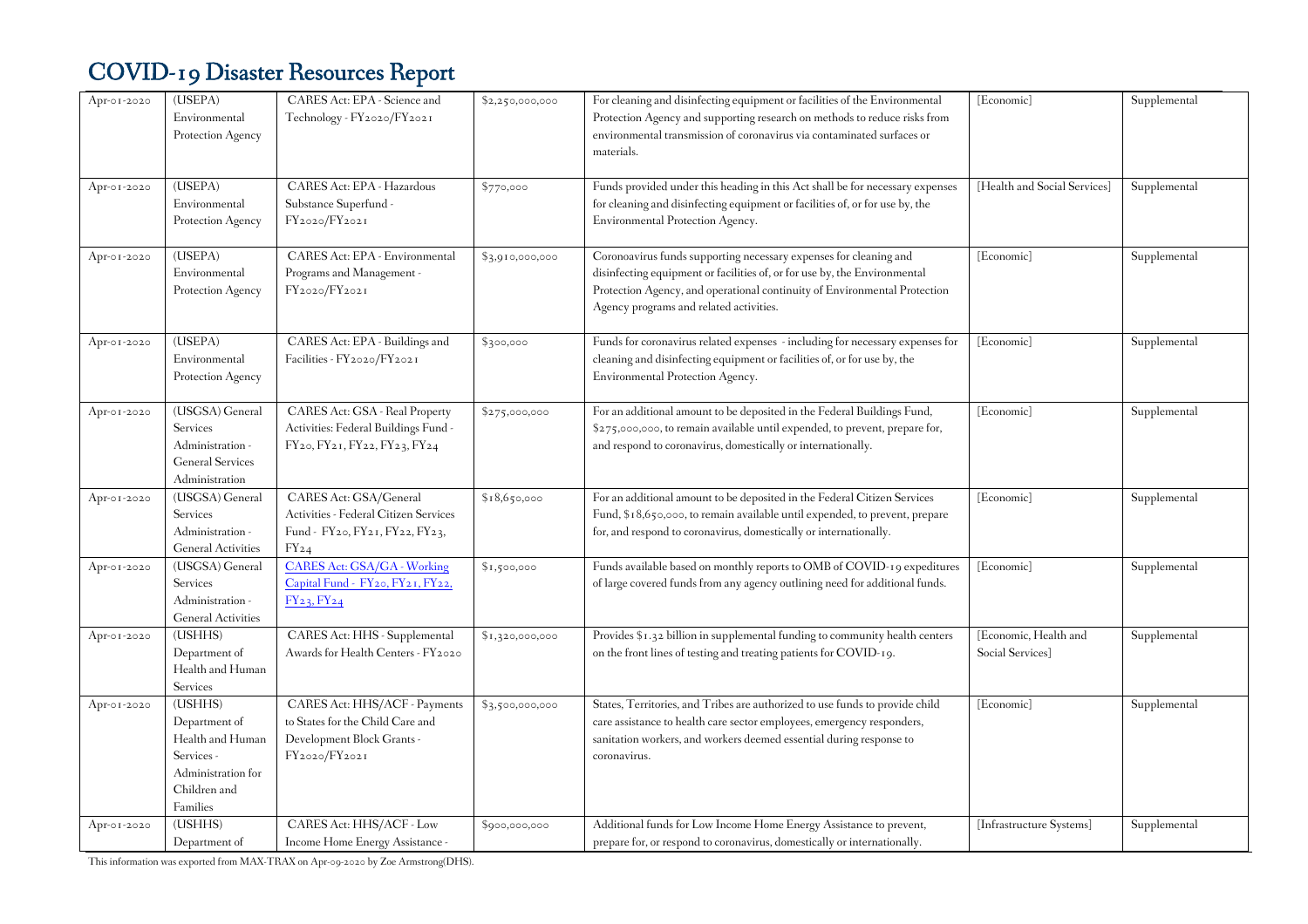# COVID-19 Disaster Resources Report

| | | | | | | |
|---|---|---|---|---|---|---|
| Apr-01-2020 | (USEPA) Environmental Protection Agency | CARES Act: EPA - Science and Technology - FY2020/FY2021 | $2,250,000,000 | For cleaning and disinfecting equipment or facilities of the Environmental Protection Agency and supporting research on methods to reduce risks from environmental transmission of coronavirus via contaminated surfaces or materials. | [Economic] | Supplemental |
| Apr-01-2020 | (USEPA) Environmental Protection Agency | CARES Act: EPA - Hazardous Substance Superfund - FY2020/FY2021 | $770,000 | Funds provided under this heading in this Act shall be for necessary expenses for cleaning and disinfecting equipment or facilities of, or for use by, the Environmental Protection Agency. | [Health and Social Services] | Supplemental |
| Apr-01-2020 | (USEPA) Environmental Protection Agency | CARES Act: EPA - Environmental Programs and Management - FY2020/FY2021 | $3,910,000,000 | Coronoavirus funds supporting necessary expenses for cleaning and disinfecting equipment or facilities of, or for use by, the Environmental Protection Agency, and operational continuity of Environmental Protection Agency programs and related activities. | [Economic] | Supplemental |
| Apr-01-2020 | (USEPA) Environmental Protection Agency | CARES Act: EPA - Buildings and Facilities - FY2020/FY2021 | $300,000 | Funds for coronavirus related expenses - including for necessary expenses for cleaning and disinfecting equipment or facilities of, or for use by, the Environmental Protection Agency. | [Economic] | Supplemental |
| Apr-01-2020 | (USGSA) General Services Administration - General Services Administration | CARES Act: GSA - Real Property Activities: Federal Buildings Fund - FY20, FY21, FY22, FY23, FY24 | $275,000,000 | For an additional amount to be deposited in the Federal Buildings Fund, $275,000,000, to remain available until expended, to prevent, prepare for, and respond to coronavirus, domestically or internationally. | [Economic] | Supplemental |
| Apr-01-2020 | (USGSA) General Services Administration - General Activities | CARES Act: GSA/General Activities - Federal Citizen Services Fund - FY20, FY21, FY22, FY23, FY24 | $18,650,000 | For an additional amount to be deposited in the Federal Citizen Services Fund, $18,650,000, to remain available until expended, to prevent, prepare for, and respond to coronavirus, domestically or internationally. | [Economic] | Supplemental |
| Apr-01-2020 | (USGSA) General Services Administration - General Activities | CARES Act: GSA/GA - Working Capital Fund - FY20, FY21, FY22, FY23, FY24 | $1,500,000 | Funds available based on monthly reports to OMB of COVID-19 expeditures of large covered funds from any agency outlining need for additional funds. | [Economic] | Supplemental |
| Apr-01-2020 | (USHHS) Department of Health and Human Services | CARES Act: HHS - Supplemental Awards for Health Centers - FY2020 | $1,320,000,000 | Provides $1.32 billion in supplemental funding to community health centers on the front lines of testing and treating patients for COVID-19. | [Economic, Health and Social Services] | Supplemental |
| Apr-01-2020 | (USHHS) Department of Health and Human Services - Administration for Children and Families | CARES Act: HHS/ACF - Payments to States for the Child Care and Development Block Grants - FY2020/FY2021 | $3,500,000,000 | States, Territories, and Tribes are authorized to use funds to provide child care assistance to health care sector employees, emergency responders, sanitation workers, and workers deemed essential during response to coronavirus. | [Economic] | Supplemental |
| Apr-01-2020 | (USHHS) Department of | CARES Act: HHS/ACF - Low Income Home Energy Assistance - | $900,000,000 | Additional funds for Low Income Home Energy Assistance to prevent, prepare for, or respond to coronavirus, domestically or internationally. | [Infrastructure Systems] | Supplemental |

This information was exported from MAX-TRAX on Apr-09-2020 by Zoe Armstrong(DHS).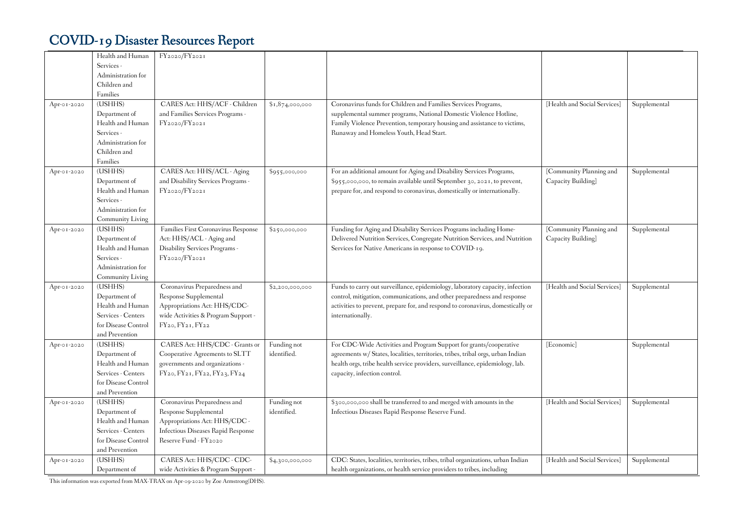# COVID-19 Disaster Resources Report

| | | | | | | |
|---|---|---|---|---|---|---|
| | Health and Human Services - Administration for Children and Families | FY2020/FY2021 | | | | |
| Apr-01-2020 | (USHHS) Department of Health and Human Services - Administration for Children and Families | CARES Act: HHS/ACF - Children and Families Services Programs - FY2020/FY2021 | $1,874,000,000 | Coronavirus funds for Children and Families Services Programs, supplemental summer programs, National Domestic Violence Hotline, Family Violence Prevention, temporary housing and assistance to victims, Runaway and Homeless Youth, Head Start. | [Health and Social Services] | Supplemental |
| Apr-01-2020 | (USHHS) Department of Health and Human Services - Administration for Community Living | CARES Act: HHS/ACL - Aging and Disability Services Programs - FY2020/FY2021 | $955,000,000 | For an additional amount for Aging and Disability Services Programs, $955,000,000, to remain available until September 30, 2021, to prevent, prepare for, and respond to coronavirus, domestically or internationally. | [Community Planning and Capacity Building] | Supplemental |
| Apr-01-2020 | (USHHS) Department of Health and Human Services - Administration for Community Living | Families First Coronavirus Response Act: HHS/ACL - Aging and Disability Services Programs - FY2020/FY2021 | $250,000,000 | Funding for Aging and Disability Services Programs including Home-Delivered Nutrition Services, Congregate Nutrition Services, and Nutrition Services for Native Americans in response to COVID-19. | [Community Planning and Capacity Building] | Supplemental |
| Apr-01-2020 | (USHHS) Department of Health and Human Services - Centers for Disease Control and Prevention | Coronavirus Preparedness and Response Supplemental Appropriations Act: HHS/CDC-wide Activities & Program Support - FY20, FY21, FY22 | $2,200,000,000 | Funds to carry out surveillance, epidemiology, laboratory capacity, infection control, mitigation, communications, and other preparedness and response activities to prevent, prepare for, and respond to coronavirus, domestically or internationally. | [Health and Social Services] | Supplemental |
| Apr-01-2020 | (USHHS) Department of Health and Human Services - Centers for Disease Control and Prevention | CARES Act: HHS/CDC - Grants or Cooperative Agreements to SLTT governments and organizations - FY20, FY21, FY22, FY23, FY24 | Funding not identified. | For CDC-Wide Activities and Program Support for grants/cooperative agreements w/ States, localities, territories, tribes, tribal orgs, urban Indian health orgs, tribe health service providers, surveillance, epidemiology, lab. capacity, infection control. | [Economic] | Supplemental |
| Apr-01-2020 | (USHHS) Department of Health and Human Services - Centers for Disease Control and Prevention | Coronavirus Preparedness and Response Supplemental Appropriations Act: HHS/CDC - Infectious Diseases Rapid Response Reserve Fund - FY2020 | Funding not identified. | $300,000,000 shall be transferred to and merged with amounts in the Infectious Diseases Rapid Response Reserve Fund. | [Health and Social Services] | Supplemental |
| Apr-01-2020 | (USHHS) Department of | CARES Act: HHS/CDC - CDC-wide Activities & Program Support - | $4,300,000,000 | CDC: States, localities, territories, tribes, tribal organizations, urban Indian health organizations, or health service providers to tribes, including | [Health and Social Services] | Supplemental |

This information was exported from MAX-TRAX on Apr-09-2020 by Zoe Armstrong(DHS).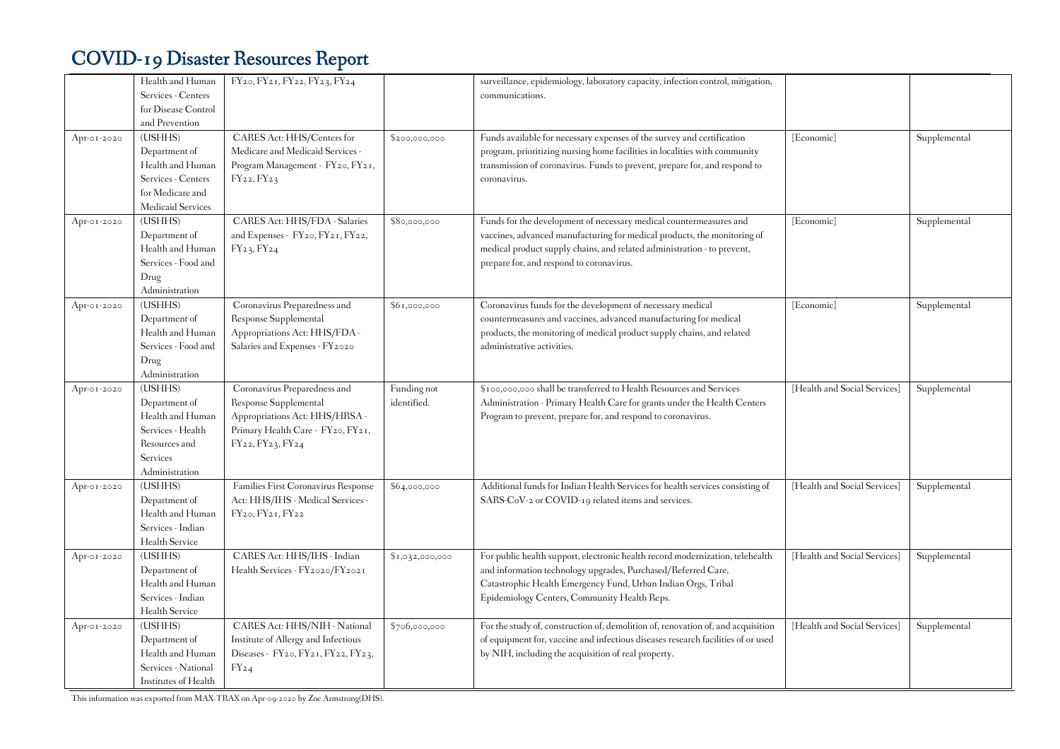# COVID-19 Disaster Resources Report

| | | | | | | |
|---|---|---|---|---|---|---|
| | Health and Human Services - Centers for Disease Control and Prevention | FY20, FY21, FY22, FY23, FY24 | | surveillance, epidemiology, laboratory capacity, infection control, mitigation, communications. | | |
| Apr-01-2020 | (USHHS) Department of Health and Human Services - Centers for Medicare and Medicaid Services | CARES Act: HHS/Centers for Medicare and Medicaid Services - Program Management - FY20, FY21, FY22, FY23 | $200,000,000 | Funds available for necessary expenses of the survey and certification program, prioritizing nursing home facilities in localities with community transmission of coronavirus. Funds to prevent, prepare for, and respond to coronavirus. | [Economic] | Supplemental |
| Apr-01-2020 | (USHHS) Department of Health and Human Services - Food and Drug Administration | CARES Act: HHS/FDA - Salaries and Expenses - FY20, FY21, FY22, FY23, FY24 | $80,000,000 | Funds for the development of necessary medical countermeasures and vaccines, advanced manufacturing for medical products, the monitoring of medical product supply chains, and related administration - to prevent, prepare for, and respond to coronavirus. | [Economic] | Supplemental |
| Apr-01-2020 | (USHHS) Department of Health and Human Services - Food and Drug Administration | Coronavirus Preparedness and Response Supplemental Appropriations Act: HHS/FDA - Salaries and Expenses - FY2020 | $61,000,000 | Coronavirus funds for the development of necessary medical countermeasures and vaccines, advanced manufacturing for medical products, the monitoring of medical product supply chains, and related administrative activities. | [Economic] | Supplemental |
| Apr-01-2020 | (USHHS) Department of Health and Human Services - Health Resources and Services Administration | Coronavirus Preparedness and Response Supplemental Appropriations Act: HHS/HRSA - Primary Health Care - FY20, FY21, FY22, FY23, FY24 | Funding not identified. | $100,000,000 shall be transferred to Health Resources and Services Administration - Primary Health Care for grants under the Health Centers Program to prevent, prepare for, and respond to coronavirus. | [Health and Social Services] | Supplemental |
| Apr-01-2020 | (USHHS) Department of Health and Human Services - Indian Health Service | Families First Coronavirus Response Act: HHS/IHS - Medical Services - FY20, FY21, FY22 | $64,000,000 | Additional funds for Indian Health Services for health services consisting of SARS-CoV-2 or COVID-19 related items and services. | [Health and Social Services] | Supplemental |
| Apr-01-2020 | (USHHS) Department of Health and Human Services - Indian Health Service | CARES Act: HHS/IHS - Indian Health Services - FY2020/FY2021 | $1,032,000,000 | For public health support, electronic health record modernization, telehealth and information technology upgrades, Purchased/Referred Care, Catastrophic Health Emergency Fund, Urban Indian Orgs, Tribal Epidemiology Centers, Community Health Reps. | [Health and Social Services] | Supplemental |
| Apr-01-2020 | (USHHS) Department of Health and Human Services - National Institutes of Health | CARES Act: HHS/NIH - National Institute of Allergy and Infectious Diseases - FY20, FY21, FY22, FY23, FY24 | $706,000,000 | For the study of, construction of, demolition of, renovation of, and acquisition of equipment for, vaccine and infectious diseases research facilities of or used by NIH, including the acquisition of real property. | [Health and Social Services] | Supplemental |

This information was exported from MAX-TRAX on Apr-09-2020 by Zoe Armstrong(DHS).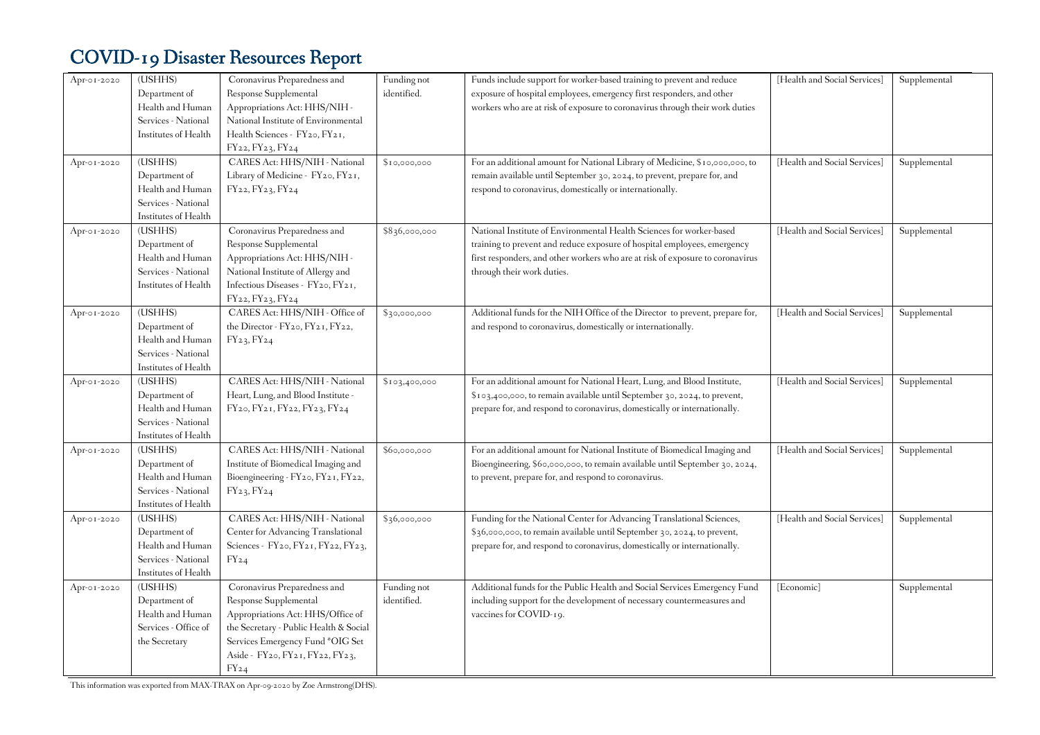# COVID-19 Disaster Resources Report

| | | | | | | |
|---|---|---|---|---|---|---|
| Apr-01-2020 | (USHHS) Department of Health and Human Services - National Institutes of Health | Coronavirus Preparedness and Response Supplemental Appropriations Act: HHS/NIH - National Institute of Environmental Health Sciences - FY20, FY21, FY22, FY23, FY24 | Funding not identified. | Funds include support for worker-based training to prevent and reduce exposure of hospital employees, emergency first responders, and other workers who are at risk of exposure to coronavirus through their work duties | [Health and Social Services] | Supplemental |
| Apr-01-2020 | (USHHS) Department of Health and Human Services - National Institutes of Health | CARES Act: HHS/NIH - National Library of Medicine - FY20, FY21, FY22, FY23, FY24 | $10,000,000 | For an additional amount for National Library of Medicine, $10,000,000, to remain available until September 30, 2024, to prevent, prepare for, and respond to coronavirus, domestically or internationally. | [Health and Social Services] | Supplemental |
| Apr-01-2020 | (USHHS) Department of Health and Human Services - National Institutes of Health | Coronavirus Preparedness and Response Supplemental Appropriations Act: HHS/NIH - National Institute of Allergy and Infectious Diseases - FY20, FY21, FY22, FY23, FY24 | $836,000,000 | National Institute of Environmental Health Sciences for worker-based training to prevent and reduce exposure of hospital employees, emergency first responders, and other workers who are at risk of exposure to coronavirus through their work duties. | [Health and Social Services] | Supplemental |
| Apr-01-2020 | (USHHS) Department of Health and Human Services - National Institutes of Health | CARES Act: HHS/NIH - Office of the Director - FY20, FY21, FY22, FY23, FY24 | $30,000,000 | Additional funds for the NIH Office of the Director to prevent, prepare for, and respond to coronavirus, domestically or internationally. | [Health and Social Services] | Supplemental |
| Apr-01-2020 | (USHHS) Department of Health and Human Services - National Institutes of Health | CARES Act: HHS/NIH - National Heart, Lung, and Blood Institute - FY20, FY21, FY22, FY23, FY24 | $103,400,000 | For an additional amount for National Heart, Lung, and Blood Institute, $103,400,000, to remain available until September 30, 2024, to prevent, prepare for, and respond to coronavirus, domestically or internationally. | [Health and Social Services] | Supplemental |
| Apr-01-2020 | (USHHS) Department of Health and Human Services - National Institutes of Health | CARES Act: HHS/NIH - National Institute of Biomedical Imaging and Bioengineering - FY20, FY21, FY22, FY23, FY24 | $60,000,000 | For an additional amount for National Institute of Biomedical Imaging and Bioengineering, $60,000,000, to remain available until September 30, 2024, to prevent, prepare for, and respond to coronavirus. | [Health and Social Services] | Supplemental |
| Apr-01-2020 | (USHHS) Department of Health and Human Services - National Institutes of Health | CARES Act: HHS/NIH - National Center for Advancing Translational Sciences - FY20, FY21, FY22, FY23, FY24 | $36,000,000 | Funding for the National Center for Advancing Translational Sciences, $36,000,000, to remain available until September 30, 2024, to prevent, prepare for, and respond to coronavirus, domestically or internationally. | [Health and Social Services] | Supplemental |
| Apr-01-2020 | (USHHS) Department of Health and Human Services - Office of the Secretary | Coronavirus Preparedness and Response Supplemental Appropriations Act: HHS/Office of the Secretary - Public Health & Social Services Emergency Fund *OIG Set Aside - FY20, FY21, FY22, FY23, FY24 | Funding not identified. | Additional funds for the Public Health and Social Services Emergency Fund including support for the development of necessary countermeasures and vaccines for COVID-19. | [Economic] | Supplemental |

This information was exported from MAX-TRAX on Apr-09-2020 by Zoe Armstrong(DHS).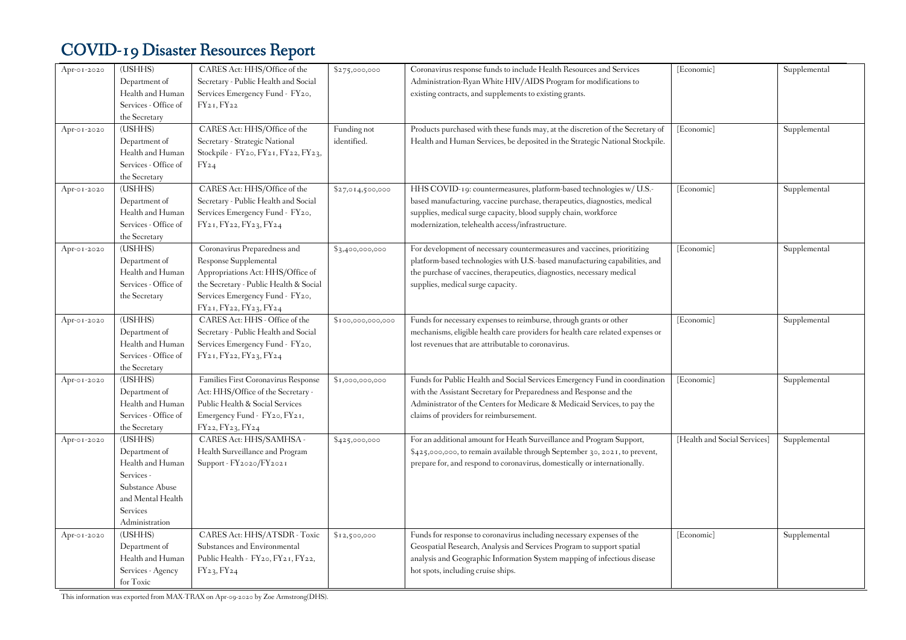# COVID-19 Disaster Resources Report

| | | | | | | |
|---|---|---|---|---|---|---|
| Apr-01-2020 | (USHHS) Department of Health and Human Services - Office of the Secretary | CARES Act: HHS/Office of the Secretary - Public Health and Social Services Emergency Fund - FY20, FY21, FY22 | $275,000,000 | Coronavirus response funds to include Health Resources and Services Administration-Ryan White HIV/AIDS Program for modifications to existing contracts, and supplements to existing grants. | [Economic] | Supplemental |
| Apr-01-2020 | (USHHS) Department of Health and Human Services - Office of the Secretary | CARES Act: HHS/Office of the Secretary - Strategic National Stockpile - FY20, FY21, FY22, FY23, FY24 | Funding not identified. | Products purchased with these funds may, at the discretion of the Secretary of Health and Human Services, be deposited in the Strategic National Stockpile. | [Economic] | Supplemental |
| Apr-01-2020 | (USHHS) Department of Health and Human Services - Office of the Secretary | CARES Act: HHS/Office of the Secretary - Public Health and Social Services Emergency Fund - FY20, FY21, FY22, FY23, FY24 | $27,014,500,000 | HHS COVID-19: countermeasures, platform-based technologies w/ U.S.-based manufacturing, vaccine purchase, therapeutics, diagnostics, medical supplies, medical surge capacity, blood supply chain, workforce modernization, telehealth access/infrastructure. | [Economic] | Supplemental |
| Apr-01-2020 | (USHHS) Department of Health and Human Services - Office of the Secretary | Coronavirus Preparedness and Response Supplemental Appropriations Act: HHS/Office of the Secretary - Public Health & Social Services Emergency Fund - FY20, FY21, FY22, FY23, FY24 | $3,400,000,000 | For development of necessary countermeasures and vaccines, prioritizing platform-based technologies with U.S.-based manufacturing capabilities, and the purchase of vaccines, therapeutics, diagnostics, necessary medical supplies, medical surge capacity. | [Economic] | Supplemental |
| Apr-01-2020 | (USHHS) Department of Health and Human Services - Office of the Secretary | CARES Act: HHS - Office of the Secretary - Public Health and Social Services Emergency Fund - FY20, FY21, FY22, FY23, FY24 | $100,000,000,000 | Funds for necessary expenses to reimburse, through grants or other mechanisms, eligible health care providers for health care related expenses or lost revenues that are attributable to coronavirus. | [Economic] | Supplemental |
| Apr-01-2020 | (USHHS) Department of Health and Human Services - Office of the Secretary | Families First Coronavirus Response Act: HHS/Office of the Secretary - Public Health & Social Services Emergency Fund - FY20, FY21, FY22, FY23, FY24 | $1,000,000,000 | Funds for Public Health and Social Services Emergency Fund in coordination with the Assistant Secretary for Preparedness and Response and the Administrator of the Centers for Medicare & Medicaid Services, to pay the claims of providers for reimbursement. | [Economic] | Supplemental |
| Apr-01-2020 | (USHHS) Department of Health and Human Services - Substance Abuse and Mental Health Services Administration | CARES Act: HHS/SAMHSA - Health Surveillance and Program Support - FY2020/FY2021 | $425,000,000 | For an additional amount for Heath Surveillance and Program Support, $425,000,000, to remain available through September 30, 2021, to prevent, prepare for, and respond to coronavirus, domestically or internationally. | [Health and Social Services] | Supplemental |
| Apr-01-2020 | (USHHS) Department of Health and Human Services - Agency for Toxic | CARES Act: HHS/ATSDR - Toxic Substances and Environmental Public Health - FY20, FY21, FY22, FY23, FY24 | $12,500,000 | Funds for response to coronavirus including necessary expenses of the Geospatial Research, Analysis and Services Program to support spatial analysis and Geographic Information System mapping of infectious disease hot spots, including cruise ships. | [Economic] | Supplemental |

This information was exported from MAX-TRAX on Apr-09-2020 by Zoe Armstrong(DHS).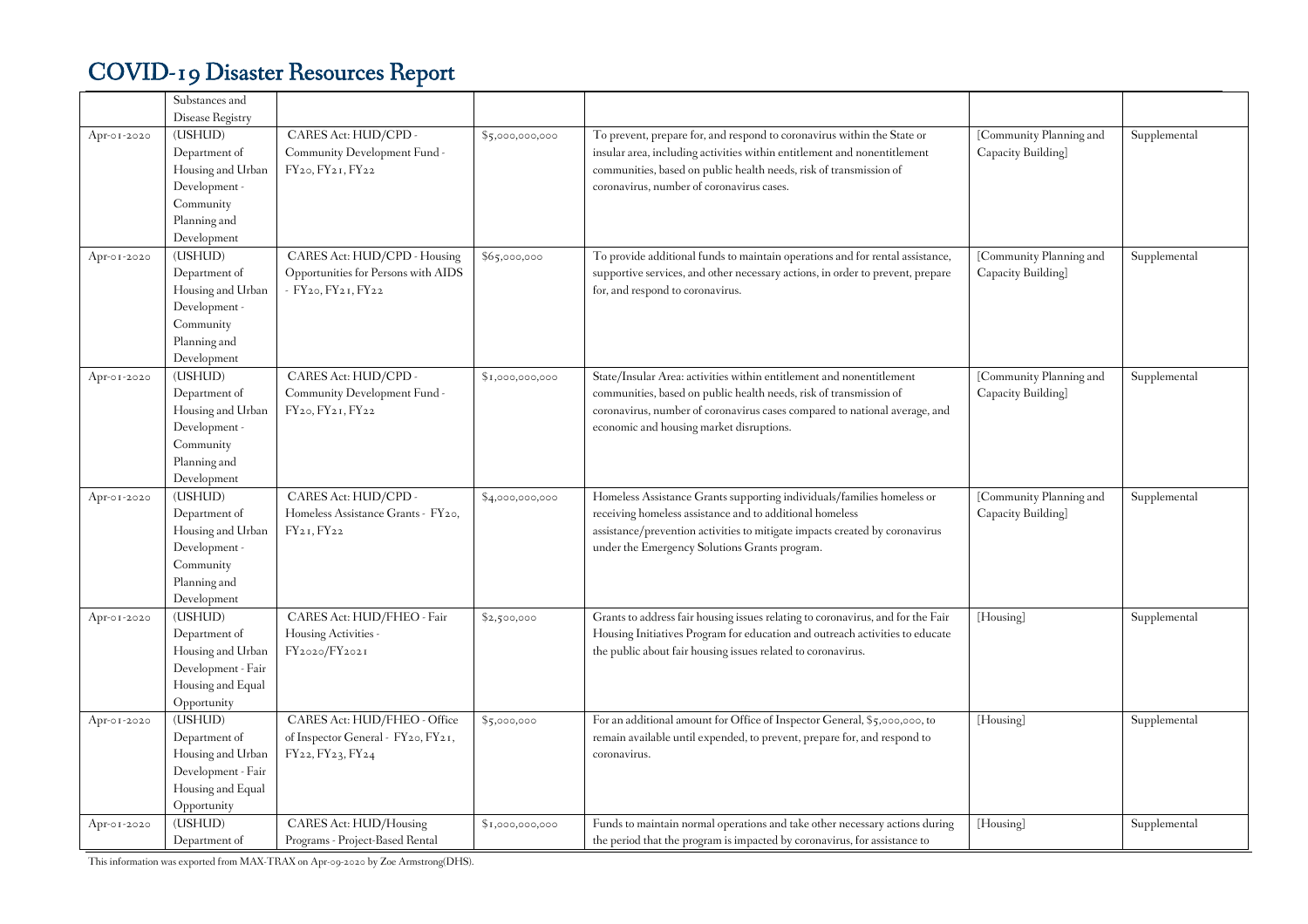# COVID-19 Disaster Resources Report

| | | | | | | |
|---|---|---|---|---|---|---|
| | Substances and Disease Registry | | | | | |
| Apr-01-2020 | (USHUD) Department of Housing and Urban Development - Community Planning and Development | CARES Act: HUD/CPD - Community Development Fund - FY20, FY21, FY22 | $5,000,000,000 | To prevent, prepare for, and respond to coronavirus within the State or insular area, including activities within entitlement and nonentitlement communities, based on public health needs, risk of transmission of coronavirus, number of coronavirus cases. | [Community Planning and Capacity Building] | Supplemental |
| Apr-01-2020 | (USHUD) Department of Housing and Urban Development - Community Planning and Development | CARES Act: HUD/CPD - Housing Opportunities for Persons with AIDS - FY20, FY21, FY22 | $65,000,000 | To provide additional funds to maintain operations and for rental assistance, supportive services, and other necessary actions, in order to prevent, prepare for, and respond to coronavirus. | [Community Planning and Capacity Building] | Supplemental |
| Apr-01-2020 | (USHUD) Department of Housing and Urban Development - Community Planning and Development | CARES Act: HUD/CPD - Community Development Fund - FY20, FY21, FY22 | $1,000,000,000 | State/Insular Area: activities within entitlement and nonentitlement communities, based on public health needs, risk of transmission of coronavirus, number of coronavirus cases compared to national average, and economic and housing market disruptions. | [Community Planning and Capacity Building] | Supplemental |
| Apr-01-2020 | (USHUD) Department of Housing and Urban Development - Community Planning and Development | CARES Act: HUD/CPD - Homeless Assistance Grants - FY20, FY21, FY22 | $4,000,000,000 | Homeless Assistance Grants supporting individuals/families homeless or receiving homeless assistance and to additional homeless assistance/prevention activities to mitigate impacts created by coronavirus under the Emergency Solutions Grants program. | [Community Planning and Capacity Building] | Supplemental |
| Apr-01-2020 | (USHUD) Department of Housing and Urban Development - Fair Housing and Equal Opportunity | CARES Act: HUD/FHEO - Fair Housing Activities - FY2020/FY2021 | $2,500,000 | Grants to address fair housing issues relating to coronavirus, and for the Fair Housing Initiatives Program for education and outreach activities to educate the public about fair housing issues related to coronavirus. | [Housing] | Supplemental |
| Apr-01-2020 | (USHUD) Department of Housing and Urban Development - Fair Housing and Equal Opportunity | CARES Act: HUD/FHEO - Office of Inspector General - FY20, FY21, FY22, FY23, FY24 | $5,000,000 | For an additional amount for Office of Inspector General, $5,000,000, to remain available until expended, to prevent, prepare for, and respond to coronavirus. | [Housing] | Supplemental |
| Apr-01-2020 | (USHUD) Department of | CARES Act: HUD/Housing Programs - Project-Based Rental | $1,000,000,000 | Funds to maintain normal operations and take other necessary actions during the period that the program is impacted by coronavirus, for assistance to | [Housing] | Supplemental |

This information was exported from MAX-TRAX on Apr-09-2020 by Zoe Armstrong(DHS).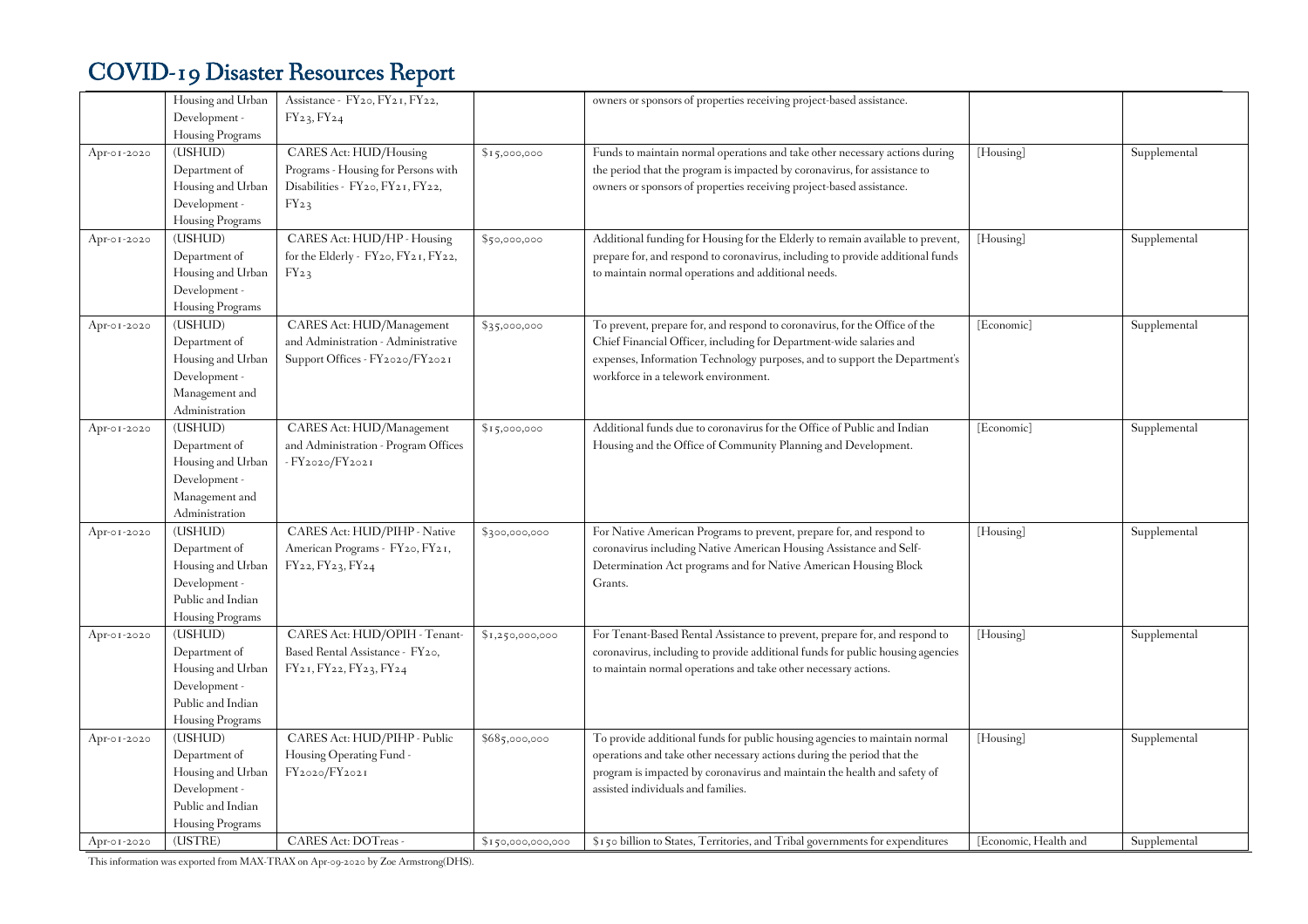# COVID-19 Disaster Resources Report

| | | | | | | |
|---|---|---|---|---|---|---|
| | Housing and Urban Development - Housing Programs | Assistance - FY20, FY21, FY22, FY23, FY24 | | owners or sponsors of properties receiving project-based assistance. | | |
| Apr-01-2020 | (USHUD) Department of Housing and Urban Development - Housing Programs | CARES Act: HUD/Housing Programs - Housing for Persons with Disabilities - FY20, FY21, FY22, FY23 | $15,000,000 | Funds to maintain normal operations and take other necessary actions during the period that the program is impacted by coronavirus, for assistance to owners or sponsors of properties receiving project-based assistance. | [Housing] | Supplemental |
| Apr-01-2020 | (USHUD) Department of Housing and Urban Development - Housing Programs | CARES Act: HUD/HP - Housing for the Elderly - FY20, FY21, FY22, FY23 | $50,000,000 | Additional funding for Housing for the Elderly to remain available to prevent, prepare for, and respond to coronavirus, including to provide additional funds to maintain normal operations and additional needs. | [Housing] | Supplemental |
| Apr-01-2020 | (USHUD) Department of Housing and Urban Development - Management and Administration | CARES Act: HUD/Management and Administration - Administrative Support Offices - FY2020/FY2021 | $35,000,000 | To prevent, prepare for, and respond to coronavirus, for the Office of the Chief Financial Officer, including for Department-wide salaries and expenses, Information Technology purposes, and to support the Department's workforce in a telework environment. | [Economic] | Supplemental |
| Apr-01-2020 | (USHUD) Department of Housing and Urban Development - Management and Administration | CARES Act: HUD/Management and Administration - Program Offices - FY2020/FY2021 | $15,000,000 | Additional funds due to coronavirus for the Office of Public and Indian Housing and the Office of Community Planning and Development. | [Economic] | Supplemental |
| Apr-01-2020 | (USHUD) Department of Housing and Urban Development - Public and Indian Housing Programs | CARES Act: HUD/PIHP - Native American Programs - FY20, FY21, FY22, FY23, FY24 | $300,000,000 | For Native American Programs to prevent, prepare for, and respond to coronavirus including Native American Housing Assistance and Self-Determination Act programs and for Native American Housing Block Grants. | [Housing] | Supplemental |
| Apr-01-2020 | (USHUD) Department of Housing and Urban Development - Public and Indian Housing Programs | CARES Act: HUD/OPIH - Tenant-Based Rental Assistance - FY20, FY21, FY22, FY23, FY24 | $1,250,000,000 | For Tenant-Based Rental Assistance to prevent, prepare for, and respond to coronavirus, including to provide additional funds for public housing agencies to maintain normal operations and take other necessary actions. | [Housing] | Supplemental |
| Apr-01-2020 | (USHUD) Department of Housing and Urban Development - Public and Indian Housing Programs | CARES Act: HUD/PIHP - Public Housing Operating Fund - FY2020/FY2021 | $685,000,000 | To provide additional funds for public housing agencies to maintain normal operations and take other necessary actions during the period that the program is impacted by coronavirus and maintain the health and safety of assisted individuals and families. | [Housing] | Supplemental |
| Apr-01-2020 | (USTRE) | CARES Act: DOTreas - | $150,000,000,000 | $150 billion to States, Territories, and Tribal governments for expenditures | [Economic, Health and | Supplemental |

This information was exported from MAX-TRAX on Apr-09-2020 by Zoe Armstrong(DHS).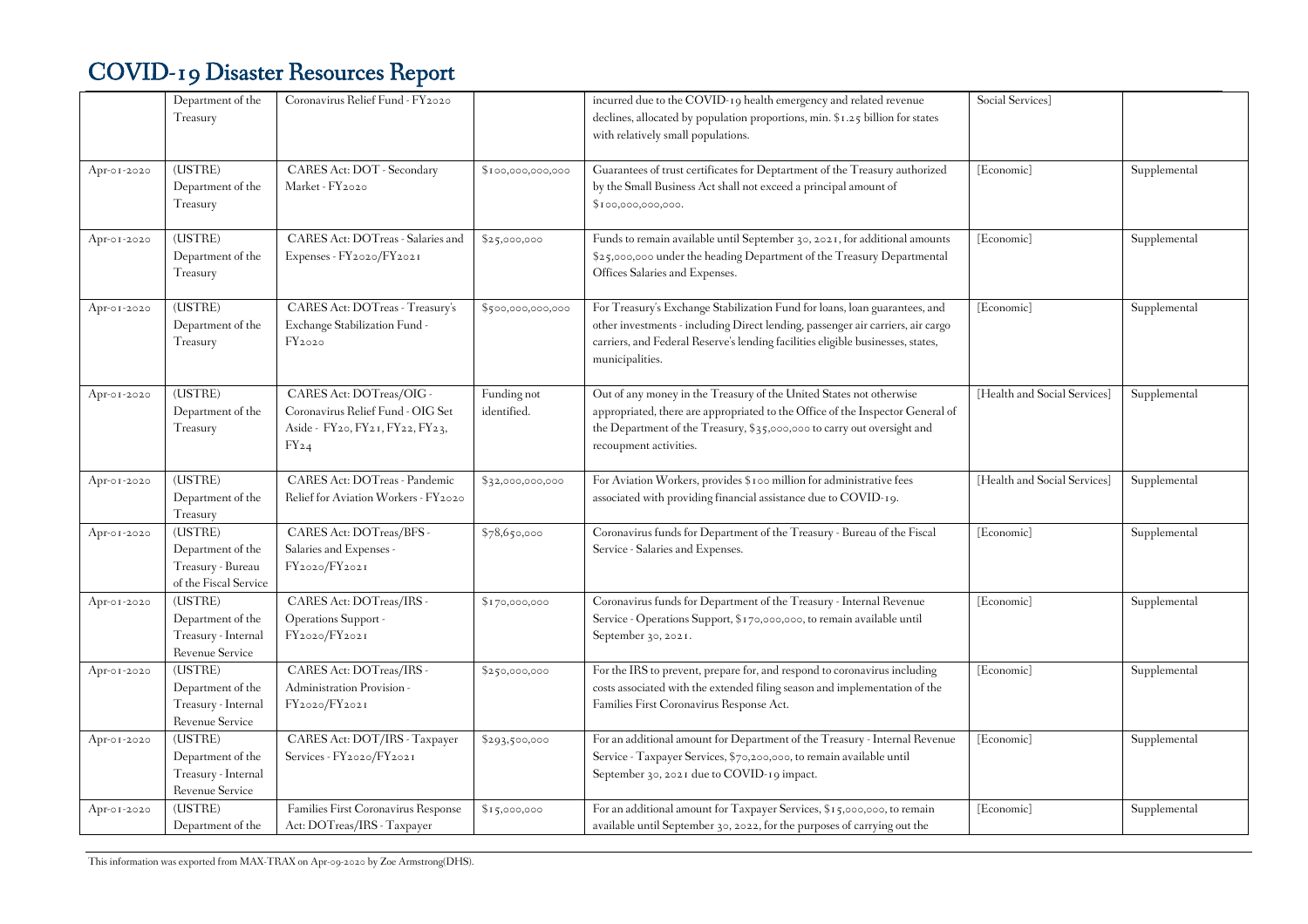# COVID-19 Disaster Resources Report

| | | | | | | |
|---|---|---|---|---|---|---|
| | Department of the Treasury | Coronavirus Relief Fund - FY2020 | | incurred due to the COVID-19 health emergency and related revenue declines, allocated by population proportions, min. $1.25 billion for states with relatively small populations. | Social Services] | |
| Apr-01-2020 | (USTRE) Department of the Treasury | CARES Act: DOT - Secondary Market - FY2020 | $100,000,000,000 | Guarantees of trust certificates for Deptartment of the Treasury authorized by the Small Business Act shall not exceed a principal amount of $100,000,000,000. | [Economic] | Supplemental |
| Apr-01-2020 | (USTRE) Department of the Treasury | CARES Act: DOTreas - Salaries and Expenses - FY2020/FY2021 | $25,000,000 | Funds to remain available until September 30, 2021, for additional amounts $25,000,000 under the heading Department of the Treasury Departmental Offices Salaries and Expenses. | [Economic] | Supplemental |
| Apr-01-2020 | (USTRE) Department of the Treasury | CARES Act: DOTreas - Treasury's Exchange Stabilization Fund - FY2020 | $500,000,000,000 | For Treasury's Exchange Stabilization Fund for loans, loan guarantees, and other investments - including Direct lending, passenger air carriers, air cargo carriers, and Federal Reserve's lending facilities eligible businesses, states, municipalities. | [Economic] | Supplemental |
| Apr-01-2020 | (USTRE) Department of the Treasury | CARES Act: DOTreas/OIG - Coronavirus Relief Fund - OIG Set Aside - FY20, FY21, FY22, FY23, FY24 | Funding not identified. | Out of any money in the Treasury of the United States not otherwise appropriated, there are appropriated to the Office of the Inspector General of the Department of the Treasury, $35,000,000 to carry out oversight and recoupment activities. | [Health and Social Services] | Supplemental |
| Apr-01-2020 | (USTRE) Department of the Treasury | CARES Act: DOTreas - Pandemic Relief for Aviation Workers - FY2020 | $32,000,000,000 | For Aviation Workers, provides $100 million for administrative fees associated with providing financial assistance due to COVID-19. | [Health and Social Services] | Supplemental |
| Apr-01-2020 | (USTRE) Department of the Treasury - Bureau of the Fiscal Service | CARES Act: DOTreas/BFS - Salaries and Expenses - FY2020/FY2021 | $78,650,000 | Coronavirus funds for Department of the Treasury - Bureau of the Fiscal Service - Salaries and Expenses. | [Economic] | Supplemental |
| Apr-01-2020 | (USTRE) Department of the Treasury - Internal Revenue Service | CARES Act: DOTreas/IRS - Operations Support - FY2020/FY2021 | $170,000,000 | Coronavirus funds for Department of the Treasury - Internal Revenue Service - Operations Support, $170,000,000, to remain available until September 30, 2021. | [Economic] | Supplemental |
| Apr-01-2020 | (USTRE) Department of the Treasury - Internal Revenue Service | CARES Act: DOTreas/IRS - Administration Provision - FY2020/FY2021 | $250,000,000 | For the IRS to prevent, prepare for, and respond to coronavirus including costs associated with the extended filing season and implementation of the Families First Coronavirus Response Act. | [Economic] | Supplemental |
| Apr-01-2020 | (USTRE) Department of the Treasury - Internal Revenue Service | CARES Act: DOT/IRS - Taxpayer Services - FY2020/FY2021 | $293,500,000 | For an additional amount for Department of the Treasury - Internal Revenue Service - Taxpayer Services, $70,200,000, to remain available until September 30, 2021 due to COVID-19 impact. | [Economic] | Supplemental |
| Apr-01-2020 | (USTRE) Department of the | Families First Coronavirus Response Act: DOTreas/IRS - Taxpayer | $15,000,000 | For an additional amount for Taxpayer Services, $15,000,000, to remain available until September 30, 2022, for the purposes of carrying out the | [Economic] | Supplemental |

This information was exported from MAX-TRAX on Apr-09-2020 by Zoe Armstrong(DHS).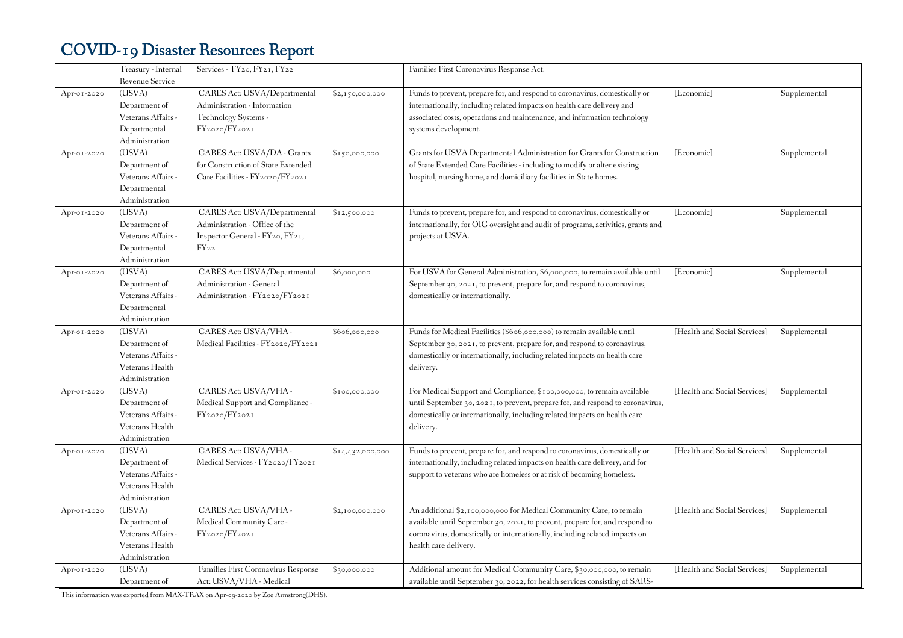# COVID-19 Disaster Resources Report

| | | | | | | |
|---|---|---|---|---|---|---|
| | Treasury - Internal Revenue Service | Services - FY20, FY21, FY22 | | Families First Coronavirus Response Act. | | |
| Apr-01-2020 | (USVA) Department of Veterans Affairs - Departmental Administration | CARES Act: USVA/Departmental Administration - Information Technology Systems - FY2020/FY2021 | $2,150,000,000 | Funds to prevent, prepare for, and respond to coronavirus, domestically or internationally, including related impacts on health care delivery and associated costs, operations and maintenance, and information technology systems development. | [Economic] | Supplemental |
| Apr-01-2020 | (USVA) Department of Veterans Affairs - Departmental Administration | CARES Act: USVA/DA - Grants for Construction of State Extended Care Facilities - FY2020/FY2021 | $150,000,000 | Grants for USVA Departmental Administration for Grants for Construction of State Extended Care Facilities - including to modify or alter existing hospital, nursing home, and domiciliary facilities in State homes. | [Economic] | Supplemental |
| Apr-01-2020 | (USVA) Department of Veterans Affairs - Departmental Administration | CARES Act: USVA/Departmental Administration - Office of the Inspector General - FY20, FY21, FY22 | $12,500,000 | Funds to prevent, prepare for, and respond to coronavirus, domestically or internationally, for OIG oversight and audit of programs, activities, grants and projects at USVA. | [Economic] | Supplemental |
| Apr-01-2020 | (USVA) Department of Veterans Affairs - Departmental Administration | CARES Act: USVA/Departmental Administration - General Administration - FY2020/FY2021 | $6,000,000 | For USVA for General Administration, $6,000,000, to remain available until September 30, 2021, to prevent, prepare for, and respond to coronavirus, domestically or internationally. | [Economic] | Supplemental |
| Apr-01-2020 | (USVA) Department of Veterans Affairs - Veterans Health Administration | CARES Act: USVA/VHA - Medical Facilities - FY2020/FY2021 | $606,000,000 | Funds for Medical Facilities ($606,000,000) to remain available until September 30, 2021, to prevent, prepare for, and respond to coronavirus, domestically or internationally, including related impacts on health care delivery. | [Health and Social Services] | Supplemental |
| Apr-01-2020 | (USVA) Department of Veterans Affairs - Veterans Health Administration | CARES Act: USVA/VHA - Medical Support and Compliance - FY2020/FY2021 | $100,000,000 | For Medical Support and Compliance, $100,000,000, to remain available until September 30, 2021, to prevent, prepare for, and respond to coronavirus, domestically or internationally, including related impacts on health care delivery. | [Health and Social Services] | Supplemental |
| Apr-01-2020 | (USVA) Department of Veterans Affairs - Veterans Health Administration | CARES Act: USVA/VHA - Medical Services - FY2020/FY2021 | $14,432,000,000 | Funds to prevent, prepare for, and respond to coronavirus, domestically or internationally, including related impacts on health care delivery, and for support to veterans who are homeless or at risk of becoming homeless. | [Health and Social Services] | Supplemental |
| Apr-01-2020 | (USVA) Department of Veterans Affairs - Veterans Health Administration | CARES Act: USVA/VHA - Medical Community Care - FY2020/FY2021 | $2,100,000,000 | An additional $2,100,000,000 for Medical Community Care, to remain available until September 30, 2021, to prevent, prepare for, and respond to coronavirus, domestically or internationally, including related impacts on health care delivery. | [Health and Social Services] | Supplemental |
| Apr-01-2020 | (USVA) Department of | Families First Coronavirus Response Act: USVA/VHA - Medical | $30,000,000 | Additional amount for Medical Community Care, $30,000,000, to remain available until September 30, 2022, for health services consisting of SARS- | [Health and Social Services] | Supplemental |

This information was exported from MAX-TRAX on Apr-09-2020 by Zoe Armstrong(DHS).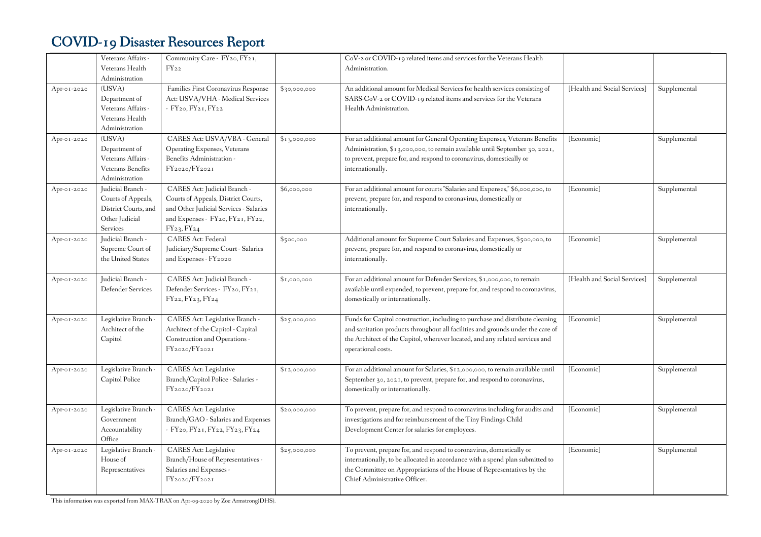# COVID-19 Disaster Resources Report

| | | | | | | |
|---|---|---|---|---|---|---|
| | Veterans Affairs - Veterans Health Administration | Community Care - FY20, FY21, FY22 | | CoV-2 or COVID-19 related items and services for the Veterans Health Administration. | | |
| Apr-01-2020 | (USVA) Department of Veterans Affairs - Veterans Health Administration | Families First Coronavirus Response Act: USVA/VHA - Medical Services - FY20, FY21, FY22 | $30,000,000 | An additional amount for Medical Services for health services consisting of SARS-CoV-2 or COVID-19 related items and services for the Veterans Health Administration. | [Health and Social Services] | Supplemental |
| Apr-01-2020 | (USVA) Department of Veterans Affairs - Veterans Benefits Administration | CARES Act: USVA/VBA - General Operating Expenses, Veterans Benefits Administration - FY2020/FY2021 | $13,000,000 | For an additional amount for General Operating Expenses, Veterans Benefits Administration, $13,000,000, to remain available until September 30, 2021, to prevent, prepare for, and respond to coronavirus, domestically or internationally. | [Economic] | Supplemental |
| Apr-01-2020 | Judicial Branch - Courts of Appeals, District Courts, and Other Judicial Services | CARES Act: Judicial Branch - Courts of Appeals, District Courts, and Other Judicial Services - Salaries and Expenses - FY20, FY21, FY22, FY23, FY24 | $6,000,000 | For an additional amount for courts "Salaries and Expenses," $6,000,000, to prevent, prepare for, and respond to coronavirus, domestically or internationally. | [Economic] | Supplemental |
| Apr-01-2020 | Judicial Branch - Supreme Court of the United States | CARES Act: Federal Judiciary/Supreme Court - Salaries and Expenses - FY2020 | $500,000 | Additional amount for Supreme Court Salaries and Expenses, $500,000, to prevent, prepare for, and respond to coronavirus, domestically or internationally. | [Economic] | Supplemental |
| Apr-01-2020 | Judicial Branch - Defender Services | CARES Act: Judicial Branch - Defender Services - FY20, FY21, FY22, FY23, FY24 | $1,000,000 | For an additional amount for Defender Services, $1,000,000, to remain available until expended, to prevent, prepare for, and respond to coronavirus, domestically or internationally. | [Health and Social Services] | Supplemental |
| Apr-01-2020 | Legislative Branch - Architect of the Capitol | CARES Act: Legislative Branch - Architect of the Capitol - Capital Construction and Operations - FY2020/FY2021 | $25,000,000 | Funds for Capitol construction, including to purchase and distribute cleaning and sanitation products throughout all facilities and grounds under the care of the Architect of the Capitol, wherever located, and any related services and operational costs. | [Economic] | Supplemental |
| Apr-01-2020 | Legislative Branch - Capitol Police | CARES Act: Legislative Branch/Capitol Police - Salaries - FY2020/FY2021 | $12,000,000 | For an additional amount for Salaries, $12,000,000, to remain available until September 30, 2021, to prevent, prepare for, and respond to coronavirus, domestically or internationally. | [Economic] | Supplemental |
| Apr-01-2020 | Legislative Branch - Government Accountability Office | CARES Act: Legislative Branch/GAO - Salaries and Expenses - FY20, FY21, FY22, FY23, FY24 | $20,000,000 | To prevent, prepare for, and respond to coronavirus including for audits and investigations and for reimbursement of the Tiny Findings Child Development Center for salaries for employees. | [Economic] | Supplemental |
| Apr-01-2020 | Legislative Branch - House of Representatives | CARES Act: Legislative Branch/House of Representatives - Salaries and Expenses - FY2020/FY2021 | $25,000,000 | To prevent, prepare for, and respond to coronavirus, domestically or internationally, to be allocated in accordance with a spend plan submitted to the Committee on Appropriations of the House of Representatives by the Chief Administrative Officer. | [Economic] | Supplemental |

This information was exported from MAX-TRAX on Apr-09-2020 by Zoe Armstrong(DHS).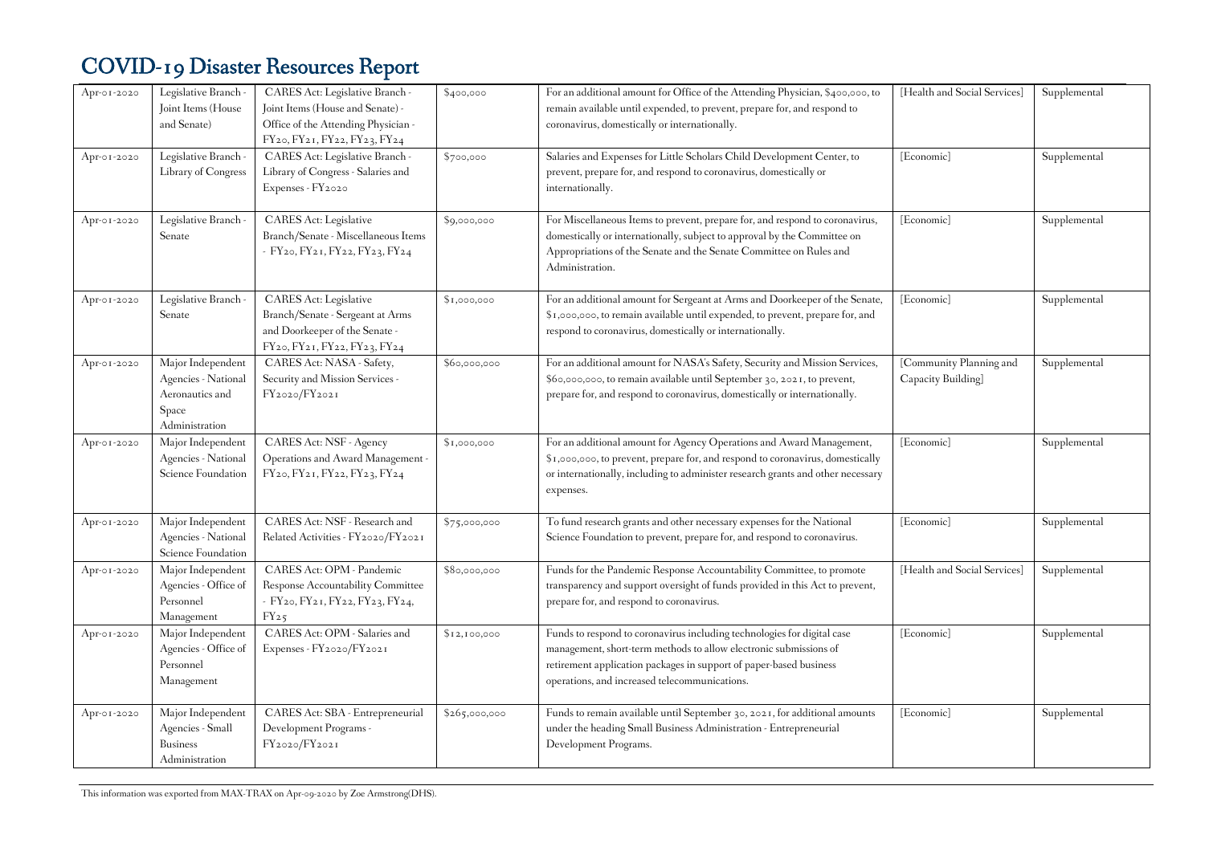# COVID-19 Disaster Resources Report

| | | | | | | |
|---|---|---|---|---|---|---|
| Apr-01-2020 | Legislative Branch - Joint Items (House and Senate) | CARES Act: Legislative Branch - Joint Items (House and Senate) - Office of the Attending Physician - FY20, FY21, FY22, FY23, FY24 | $400,000 | For an additional amount for Office of the Attending Physician, $400,000, to remain available until expended, to prevent, prepare for, and respond to coronavirus, domestically or internationally. | [Health and Social Services] | Supplemental |
| Apr-01-2020 | Legislative Branch - Library of Congress | CARES Act: Legislative Branch - Library of Congress - Salaries and Expenses - FY2020 | $700,000 | Salaries and Expenses for Little Scholars Child Development Center, to prevent, prepare for, and respond to coronavirus, domestically or internationally. | [Economic] | Supplemental |
| Apr-01-2020 | Legislative Branch - Senate | CARES Act: Legislative Branch/Senate - Miscellaneous Items - FY20, FY21, FY22, FY23, FY24 | $9,000,000 | For Miscellaneous Items to prevent, prepare for, and respond to coronavirus, domestically or internationally, subject to approval by the Committee on Appropriations of the Senate and the Senate Committee on Rules and Administration. | [Economic] | Supplemental |
| Apr-01-2020 | Legislative Branch - Senate | CARES Act: Legislative Branch/Senate - Sergeant at Arms and Doorkeeper of the Senate - FY20, FY21, FY22, FY23, FY24 | $1,000,000 | For an additional amount for Sergeant at Arms and Doorkeeper of the Senate, $1,000,000, to remain available until expended, to prevent, prepare for, and respond to coronavirus, domestically or internationally. | [Economic] | Supplemental |
| Apr-01-2020 | Major Independent Agencies - National Aeronautics and Space Administration | CARES Act: NASA - Safety, Security and Mission Services - FY2020/FY2021 | $60,000,000 | For an additional amount for NASA's Safety, Security and Mission Services, $60,000,000, to remain available until September 30, 2021, to prevent, prepare for, and respond to coronavirus, domestically or internationally. | [Community Planning and Capacity Building] | Supplemental |
| Apr-01-2020 | Major Independent Agencies - National Science Foundation | CARES Act: NSF - Agency Operations and Award Management - FY20, FY21, FY22, FY23, FY24 | $1,000,000 | For an additional amount for Agency Operations and Award Management, $1,000,000, to prevent, prepare for, and respond to coronavirus, domestically or internationally, including to administer research grants and other necessary expenses. | [Economic] | Supplemental |
| Apr-01-2020 | Major Independent Agencies - National Science Foundation | CARES Act: NSF - Research and Related Activities - FY2020/FY2021 | $75,000,000 | To fund research grants and other necessary expenses for the National Science Foundation to prevent, prepare for, and respond to coronavirus. | [Economic] | Supplemental |
| Apr-01-2020 | Major Independent Agencies - Office of Personnel Management | CARES Act: OPM - Pandemic Response Accountability Committee - FY20, FY21, FY22, FY23, FY24, FY25 | $80,000,000 | Funds for the Pandemic Response Accountability Committee, to promote transparency and support oversight of funds provided in this Act to prevent, prepare for, and respond to coronavirus. | [Health and Social Services] | Supplemental |
| Apr-01-2020 | Major Independent Agencies - Office of Personnel Management | CARES Act: OPM - Salaries and Expenses - FY2020/FY2021 | $12,100,000 | Funds to respond to coronavirus including technologies for digital case management, short-term methods to allow electronic submissions of retirement application packages in support of paper-based business operations, and increased telecommunications. | [Economic] | Supplemental |
| Apr-01-2020 | Major Independent Agencies - Small Business Administration | CARES Act: SBA - Entrepreneurial Development Programs - FY2020/FY2021 | $265,000,000 | Funds to remain available until September 30, 2021, for additional amounts under the heading Small Business Administration - Entrepreneurial Development Programs. | [Economic] | Supplemental |

This information was exported from MAX-TRAX on Apr-09-2020 by Zoe Armstrong(DHS).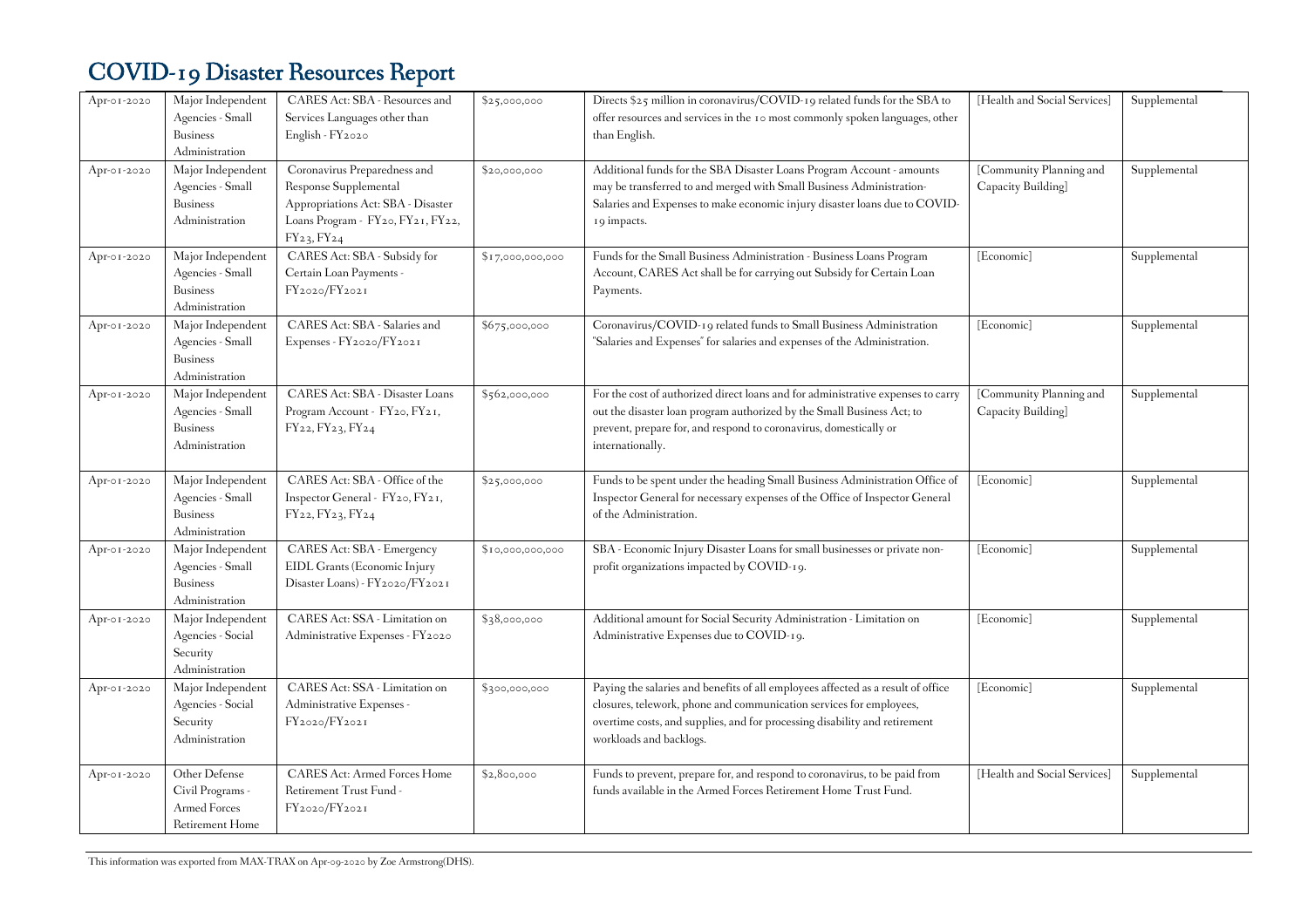# COVID-19 Disaster Resources Report

| | | | | | | |
|---|---|---|---|---|---|---|
| Apr-01-2020 | Major Independent Agencies - Small Business Administration | CARES Act: SBA - Resources and Services Languages other than English - FY2020 | $25,000,000 | Directs $25 million in coronavirus/COVID-19 related funds for the SBA to offer resources and services in the 10 most commonly spoken languages, other than English. | [Health and Social Services] | Supplemental |
| Apr-01-2020 | Major Independent Agencies - Small Business Administration | Coronavirus Preparedness and Response Supplemental Appropriations Act: SBA - Disaster Loans Program - FY20, FY21, FY22, FY23, FY24 | $20,000,000 | Additional funds for the SBA Disaster Loans Program Account - amounts may be transferred to and merged with Small Business Administration-Salaries and Expenses to make economic injury disaster loans due to COVID-19 impacts. | [Community Planning and Capacity Building] | Supplemental |
| Apr-01-2020 | Major Independent Agencies - Small Business Administration | CARES Act: SBA - Subsidy for Certain Loan Payments - FY2020/FY2021 | $17,000,000,000 | Funds for the Small Business Administration - Business Loans Program Account, CARES Act shall be for carrying out Subsidy for Certain Loan Payments. | [Economic] | Supplemental |
| Apr-01-2020 | Major Independent Agencies - Small Business Administration | CARES Act: SBA - Salaries and Expenses - FY2020/FY2021 | $675,000,000 | Coronavirus/COVID-19 related funds to Small Business Administration "Salaries and Expenses" for salaries and expenses of the Administration. | [Economic] | Supplemental |
| Apr-01-2020 | Major Independent Agencies - Small Business Administration | CARES Act: SBA - Disaster Loans Program Account - FY20, FY21, FY22, FY23, FY24 | $562,000,000 | For the cost of authorized direct loans and for administrative expenses to carry out the disaster loan program authorized by the Small Business Act; to prevent, prepare for, and respond to coronavirus, domestically or internationally. | [Community Planning and Capacity Building] | Supplemental |
| Apr-01-2020 | Major Independent Agencies - Small Business Administration | CARES Act: SBA - Office of the Inspector General - FY20, FY21, FY22, FY23, FY24 | $25,000,000 | Funds to be spent under the heading Small Business Administration Office of Inspector General for necessary expenses of the Office of Inspector General of the Administration. | [Economic] | Supplemental |
| Apr-01-2020 | Major Independent Agencies - Small Business Administration | CARES Act: SBA - Emergency EIDL Grants (Economic Injury Disaster Loans) - FY2020/FY2021 | $10,000,000,000 | SBA - Economic Injury Disaster Loans for small businesses or private non-profit organizations impacted by COVID-19. | [Economic] | Supplemental |
| Apr-01-2020 | Major Independent Agencies - Social Security Administration | CARES Act: SSA - Limitation on Administrative Expenses - FY2020 | $38,000,000 | Additional amount for Social Security Administration - Limitation on Administrative Expenses due to COVID-19. | [Economic] | Supplemental |
| Apr-01-2020 | Major Independent Agencies - Social Security Administration | CARES Act: SSA - Limitation on Administrative Expenses - FY2020/FY2021 | $300,000,000 | Paying the salaries and benefits of all employees affected as a result of office closures, telework, phone and communication services for employees, overtime costs, and supplies, and for processing disability and retirement workloads and backlogs. | [Economic] | Supplemental |
| Apr-01-2020 | Other Defense Civil Programs - Armed Forces Retirement Home | CARES Act: Armed Forces Home Retirement Trust Fund - FY2020/FY2021 | $2,800,000 | Funds to prevent, prepare for, and respond to coronavirus, to be paid from funds available in the Armed Forces Retirement Home Trust Fund. | [Health and Social Services] | Supplemental |

This information was exported from MAX-TRAX on Apr-09-2020 by Zoe Armstrong(DHS).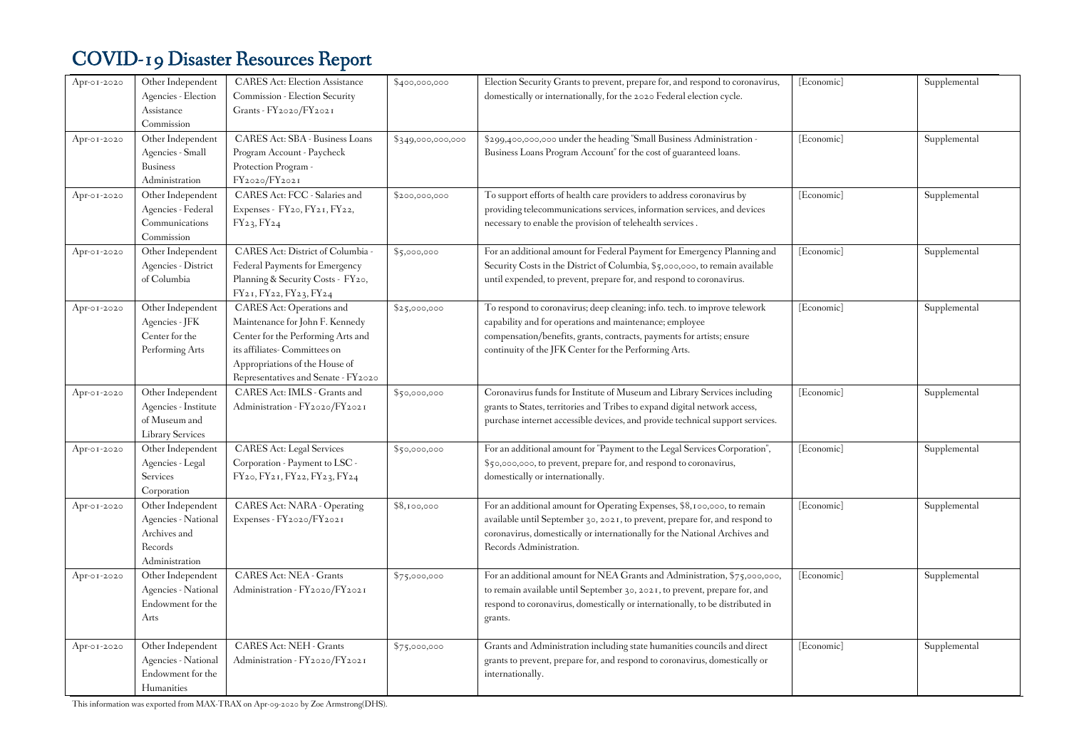# COVID-19 Disaster Resources Report

| | | | | | | |
|---|---|---|---|---|---|---|
| Apr-01-2020 | Other Independent Agencies - Election Assistance Commission | CARES Act: Election Assistance Commission - Election Security Grants - FY2020/FY2021 | $400,000,000 | Election Security Grants to prevent, prepare for, and respond to coronavirus, domestically or internationally, for the 2020 Federal election cycle. | [Economic] | Supplemental |
| Apr-01-2020 | Other Independent Agencies - Small Business Administration | CARES Act: SBA - Business Loans Program Account - Paycheck Protection Program - FY2020/FY2021 | $349,000,000,000 | $299,400,000,000 under the heading "Small Business Administration - Business Loans Program Account" for the cost of guaranteed loans. | [Economic] | Supplemental |
| Apr-01-2020 | Other Independent Agencies - Federal Communications Commission | CARES Act: FCC - Salaries and Expenses - FY20, FY21, FY22, FY23, FY24 | $200,000,000 | To support efforts of health care providers to address coronavirus by providing telecommunications services, information services, and devices necessary to enable the provision of telehealth services . | [Economic] | Supplemental |
| Apr-01-2020 | Other Independent Agencies - District of Columbia | CARES Act: District of Columbia - Federal Payments for Emergency Planning & Security Costs - FY20, FY21, FY22, FY23, FY24 | $5,000,000 | For an additional amount for Federal Payment for Emergency Planning and Security Costs in the District of Columbia, $5,000,000, to remain available until expended, to prevent, prepare for, and respond to coronavirus. | [Economic] | Supplemental |
| Apr-01-2020 | Other Independent Agencies - JFK Center for the Performing Arts | CARES Act: Operations and Maintenance for John F. Kennedy Center for the Performing Arts and its affiliates- Committees on Appropriations of the House of Representatives and Senate - FY2020 | $25,000,000 | To respond to coronavirus; deep cleaning; info. tech. to improve telework capability and for operations and maintenance; employee compensation/benefits, grants, contracts, payments for artists; ensure continuity of the JFK Center for the Performing Arts. | [Economic] | Supplemental |
| Apr-01-2020 | Other Independent Agencies - Institute of Museum and Library Services | CARES Act: IMLS - Grants and Administration - FY2020/FY2021 | $50,000,000 | Coronavirus funds for Institute of Museum and Library Services including grants to States, territories and Tribes to expand digital network access, purchase internet accessible devices, and provide technical support services. | [Economic] | Supplemental |
| Apr-01-2020 | Other Independent Agencies - Legal Services Corporation | CARES Act: Legal Services Corporation - Payment to LSC - FY20, FY21, FY22, FY23, FY24 | $50,000,000 | For an additional amount for "Payment to the Legal Services Corporation", $50,000,000, to prevent, prepare for, and respond to coronavirus, domestically or internationally. | [Economic] | Supplemental |
| Apr-01-2020 | Other Independent Agencies - National Archives and Records Administration | CARES Act: NARA - Operating Expenses - FY2020/FY2021 | $8,100,000 | For an additional amount for Operating Expenses, $8,100,000, to remain available until September 30, 2021, to prevent, prepare for, and respond to coronavirus, domestically or internationally for the National Archives and Records Administration. | [Economic] | Supplemental |
| Apr-01-2020 | Other Independent Agencies - National Endowment for the Arts | CARES Act: NEA - Grants Administration - FY2020/FY2021 | $75,000,000 | For an additional amount for NEA Grants and Administration, $75,000,000, to remain available until September 30, 2021, to prevent, prepare for, and respond to coronavirus, domestically or internationally, to be distributed in grants. | [Economic] | Supplemental |
| Apr-01-2020 | Other Independent Agencies - National Endowment for the Humanities | CARES Act: NEH - Grants Administration - FY2020/FY2021 | $75,000,000 | Grants and Administration including state humanities councils and direct grants to prevent, prepare for, and respond to coronavirus, domestically or internationally. | [Economic] | Supplemental |

This information was exported from MAX-TRAX on Apr-09-2020 by Zoe Armstrong(DHS).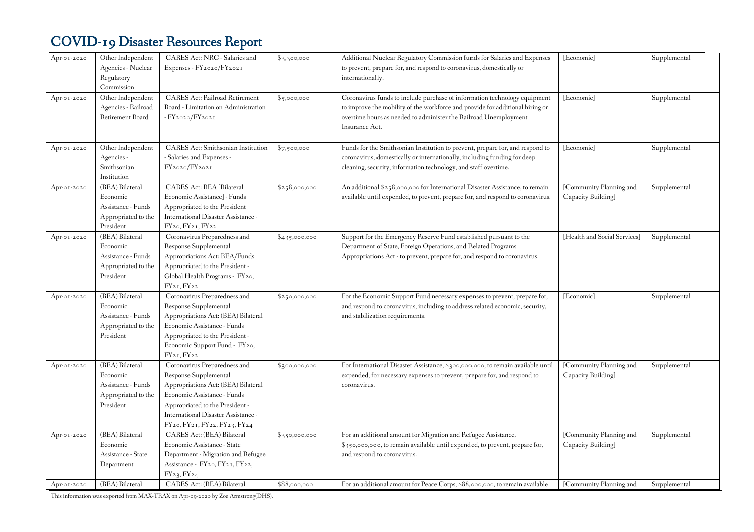# COVID-19 Disaster Resources Report

| | | | | | | |
|---|---|---|---|---|---|---|
| Apr-01-2020 | Other Independent Agencies - Nuclear Regulatory Commission | CARES Act: NRC - Salaries and Expenses - FY2020/FY2021 | $3,300,000 | Additional Nuclear Regulatory Commission funds for Salaries and Expenses to prevent, prepare for, and respond to coronavirus, domestically or internationally. | [Economic] | Supplemental |
| Apr-01-2020 | Other Independent Agencies - Railroad Retirement Board | CARES Act: Railroad Retirement Board - Limitation on Administration - FY2020/FY2021 | $5,000,000 | Coronavirus funds to include purchase of information technology equipment to improve the mobility of the workforce and provide for additional hiring or overtime hours as needed to administer the Railroad Unemployment Insurance Act. | [Economic] | Supplemental |
| Apr-01-2020 | Other Independent Agencies - Smithsonian Institution | CARES Act: Smithsonian Institution - Salaries and Expenses - FY2020/FY2021 | $7,500,000 | Funds for the Smithsonian Institution to prevent, prepare for, and respond to coronavirus, domestically or internationally, including funding for deep cleaning, security, information technology, and staff overtime. | [Economic] | Supplemental |
| Apr-01-2020 | (BEA) Bilateral Economic Assistance - Funds Appropriated to the President | CARES Act: BEA [Bilateral Economic Assistance] - Funds Appropriated to the President International Disaster Assistance - FY20, FY21, FY22 | $258,000,000 | An additional $258,000,000 for International Disaster Assistance, to remain available until expended, to prevent, prepare for, and respond to coronavirus. | [Community Planning and Capacity Building] | Supplemental |
| Apr-01-2020 | (BEA) Bilateral Economic Assistance - Funds Appropriated to the President | Coronavirus Preparedness and Response Supplemental Appropriations Act: BEA/Funds Appropriated to the President - Global Health Programs - FY20, FY21, FY22 | $435,000,000 | Support for the Emergency Reserve Fund established pursuant to the Department of State, Foreign Operations, and Related Programs Appropriations Act - to prevent, prepare for, and respond to coronavirus. | [Health and Social Services] | Supplemental |
| Apr-01-2020 | (BEA) Bilateral Economic Assistance - Funds Appropriated to the President | Coronavirus Preparedness and Response Supplemental Appropriations Act: (BEA) Bilateral Economic Assistance - Funds Appropriated to the President - Economic Support Fund - FY20, FY21, FY22 | $250,000,000 | For the Economic Support Fund necessary expenses to prevent, prepare for, and respond to coronavirus, including to address related economic, security, and stabilization requirements. | [Economic] | Supplemental |
| Apr-01-2020 | (BEA) Bilateral Economic Assistance - Funds Appropriated to the President | Coronavirus Preparedness and Response Supplemental Appropriations Act: (BEA) Bilateral Economic Assistance - Funds Appropriated to the President - International Disaster Assistance - FY20, FY21, FY22, FY23, FY24 | $300,000,000 | For International Disaster Assistance, $300,000,000, to remain available until expended, for necessary expenses to prevent, prepare for, and respond to coronavirus. | [Community Planning and Capacity Building] | Supplemental |
| Apr-01-2020 | (BEA) Bilateral Economic Assistance - State Department | CARES Act: (BEA) Bilateral Economic Assistance - State Department - Migration and Refugee Assistance - FY20, FY21, FY22, FY23, FY24 | $350,000,000 | For an additional amount for Migration and Refugee Assistance, $350,000,000, to remain available until expended, to prevent, prepare for, and respond to coronavirus. | [Community Planning and Capacity Building] | Supplemental |
| Apr-01-2020 | (BEA) Bilateral | CARES Act: (BEA) Bilateral | $88,000,000 | For an additional amount for Peace Corps, $88,000,000, to remain available | [Community Planning and | Supplemental |

This information was exported from MAX-TRAX on Apr-09-2020 by Zoe Armstrong(DHS).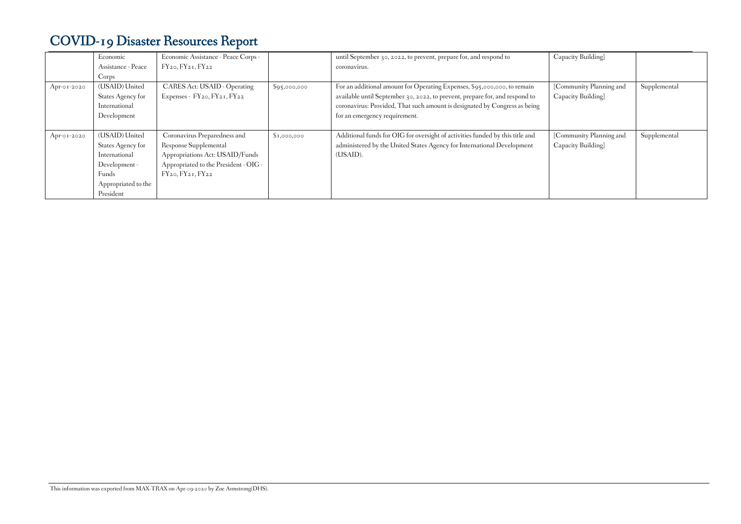# COVID-19 Disaster Resources Report

| | | | | | | |
|---|---|---|---|---|---|---|
| | Economic Assistance - Peace Corps | Economic Assistance - Peace Corps - FY20, FY21, FY22 | | until September 30, 2022, to prevent, prepare for, and respond to coronavirus. | Capacity Building] | |
| Apr-01-2020 | (USAID) United States Agency for International Development | CARES Act: USAID - Operating Expenses - FY20, FY21, FY22 | $95,000,000 | For an additional amount for Operating Expenses, $95,000,000, to remain available until September 30, 2022, to prevent, prepare for, and respond to coronavirus: Provided, That such amount is designated by Congress as being for an emergency requirement. | [Community Planning and Capacity Building] | Supplemental |
| Apr-01-2020 | (USAID) United States Agency for International Development - Funds Appropriated to the President | Coronavirus Preparedness and Response Supplemental Appropriations Act: USAID/Funds Appropriated to the President - OIG - FY20, FY21, FY22 | $1,000,000 | Additional funds for OIG for oversight of activities funded by this title and administered by the United States Agency for International Development (USAID). | [Community Planning and Capacity Building] | Supplemental |

This information was exported from MAX-TRAX on Apr-09-2020 by Zoe Armstrong(DHS).